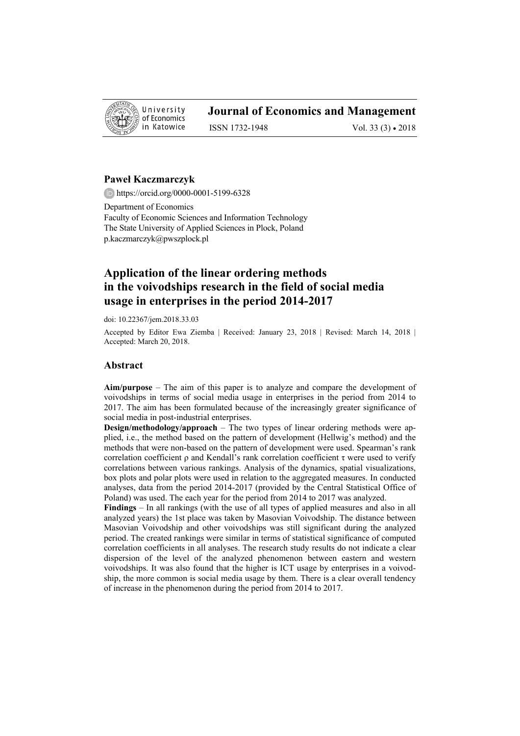**Journal of Economics and Management**

ISSN 1732-1948 Vol. 33 (3) • 2018

**Paweł Kaczmarczyk**

https://orcid.org/0000-0001-5199-6328

Department of Economics
Faculty of Economic Sciences and Information Technology
The State University of Applied Sciences in Plock, Poland
p.kaczmarczyk@pwszplock.pl

# Application of the linear ordering methods in the voivodships research in the field of social media usage in enterprises in the period 2014-2017

doi: 10.22367/jem.2018.33.03

Accepted by Editor Ewa Ziemba | Received: January 23, 2018 | Revised: March 14, 2018 | Accepted: March 20, 2018.

## Abstract

**Aim/purpose** – The aim of this paper is to analyze and compare the development of voivodships in terms of social media usage in enterprises in the period from 2014 to 2017. The aim has been formulated because of the increasingly greater significance of social media in post-industrial enterprises.

**Design/methodology/approach** – The two types of linear ordering methods were applied, i.e., the method based on the pattern of development (Hellwig's method) and the methods that were non-based on the pattern of development were used. Spearman's rank correlation coefficient ρ and Kendall's rank correlation coefficient τ were used to verify correlations between various rankings. Analysis of the dynamics, spatial visualizations, box plots and polar plots were used in relation to the aggregated measures. In conducted analyses, data from the period 2014-2017 (provided by the Central Statistical Office of Poland) was used. The each year for the period from 2014 to 2017 was analyzed.

**Findings** – In all rankings (with the use of all types of applied measures and also in all analyzed years) the 1st place was taken by Masovian Voivodship. The distance between Masovian Voivodship and other voivodships was still significant during the analyzed period. The created rankings were similar in terms of statistical significance of computed correlation coefficients in all analyses. The research study results do not indicate a clear dispersion of the level of the analyzed phenomenon between eastern and western voivodships. It was also found that the higher is ICT usage by enterprises in a voivodship, the more common is social media usage by them. There is a clear overall tendency of increase in the phenomenon during the period from 2014 to 2017.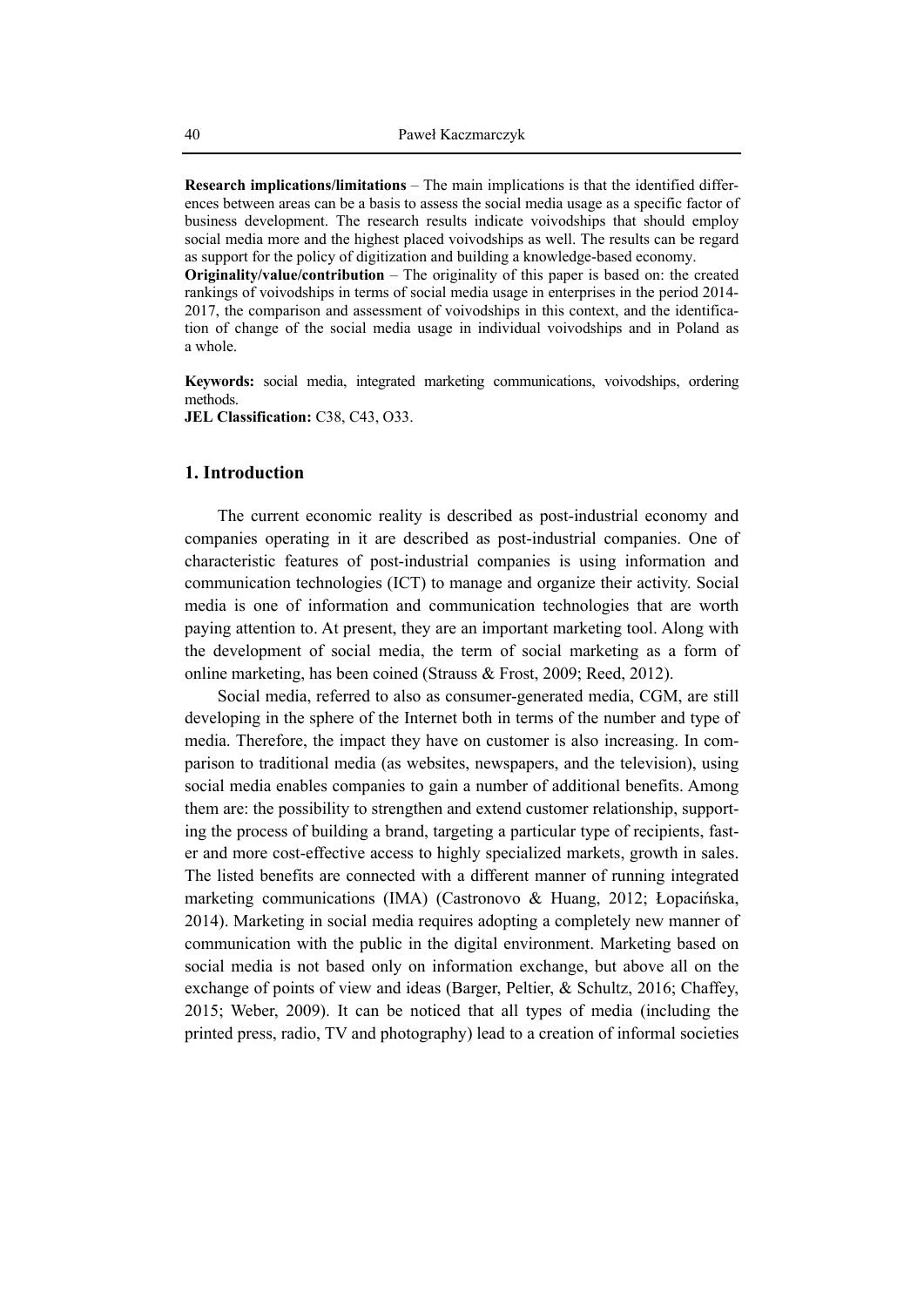**Research implications/limitations** – The main implications is that the identified differences between areas can be a basis to assess the social media usage as a specific factor of business development. The research results indicate voivodships that should employ social media more and the highest placed voivodships as well. The results can be regard as support for the policy of digitization and building a knowledge-based economy.
**Originality/value/contribution** – The originality of this paper is based on: the created rankings of voivodships in terms of social media usage in enterprises in the period 2014-2017, the comparison and assessment of voivodships in this context, and the identification of change of the social media usage in individual voivodships and in Poland as a whole.

**Keywords:** social media, integrated marketing communications, voivodships, ordering methods.
**JEL Classification:** C38, C43, O33.

## 1. Introduction

The current economic reality is described as post-industrial economy and companies operating in it are described as post-industrial companies. One of characteristic features of post-industrial companies is using information and communication technologies (ICT) to manage and organize their activity. Social media is one of information and communication technologies that are worth paying attention to. At present, they are an important marketing tool. Along with the development of social media, the term of social marketing as a form of online marketing, has been coined (Strauss & Frost, 2009; Reed, 2012).

Social media, referred to also as consumer-generated media, CGM, are still developing in the sphere of the Internet both in terms of the number and type of media. Therefore, the impact they have on customer is also increasing. In comparison to traditional media (as websites, newspapers, and the television), using social media enables companies to gain a number of additional benefits. Among them are: the possibility to strengthen and extend customer relationship, supporting the process of building a brand, targeting a particular type of recipients, faster and more cost-effective access to highly specialized markets, growth in sales. The listed benefits are connected with a different manner of running integrated marketing communications (IMA) (Castronovo & Huang, 2012; Łopacińska, 2014). Marketing in social media requires adopting a completely new manner of communication with the public in the digital environment. Marketing based on social media is not based only on information exchange, but above all on the exchange of points of view and ideas (Barger, Peltier, & Schultz, 2016; Chaffey, 2015; Weber, 2009). It can be noticed that all types of media (including the printed press, radio, TV and photography) lead to a creation of informal societies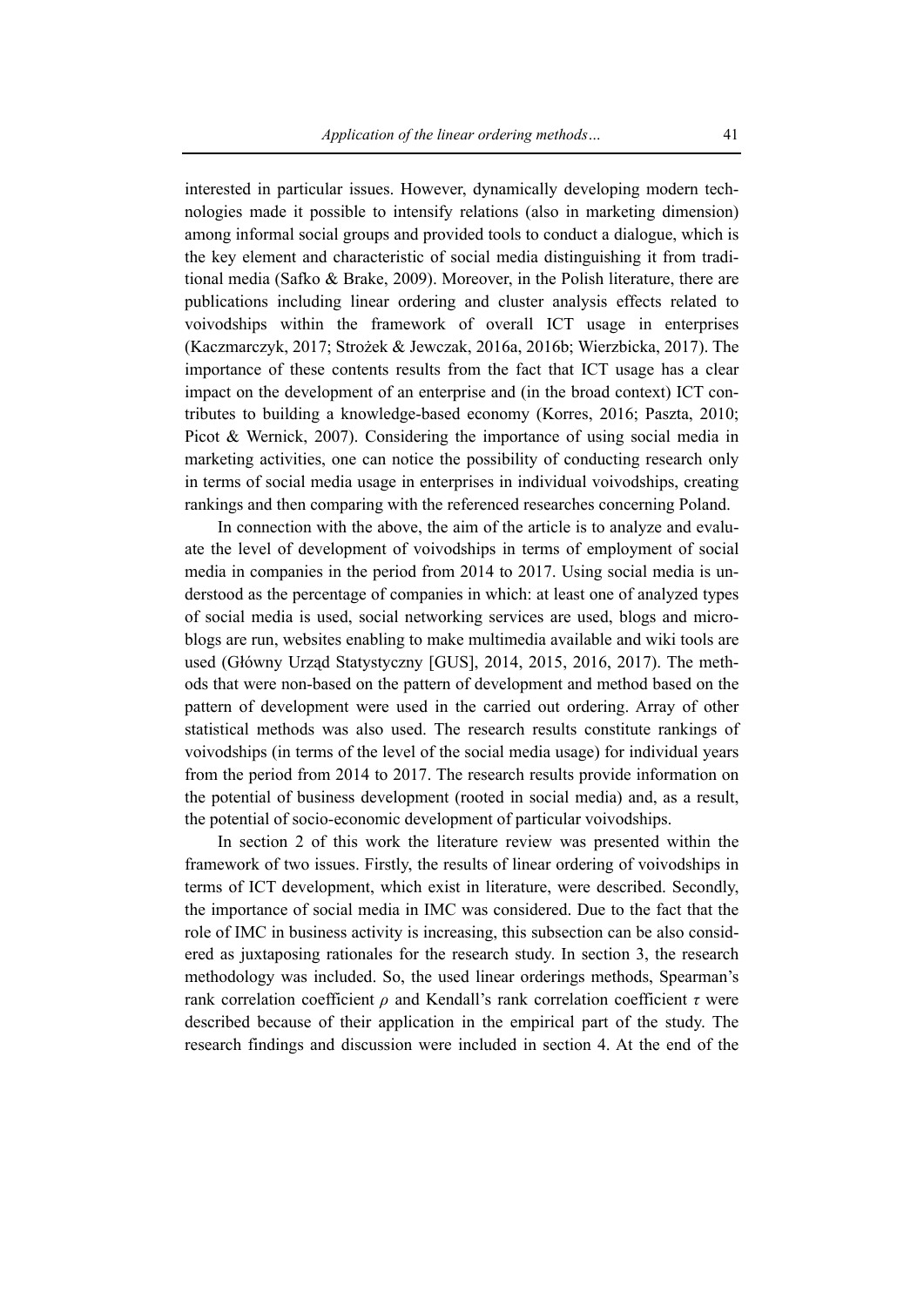interested in particular issues. However, dynamically developing modern technologies made it possible to intensify relations (also in marketing dimension) among informal social groups and provided tools to conduct a dialogue, which is the key element and characteristic of social media distinguishing it from traditional media (Safko & Brake, 2009). Moreover, in the Polish literature, there are publications including linear ordering and cluster analysis effects related to voivodships within the framework of overall ICT usage in enterprises (Kaczmarczyk, 2017; Strożek & Jewczak, 2016a, 2016b; Wierzbicka, 2017). The importance of these contents results from the fact that ICT usage has a clear impact on the development of an enterprise and (in the broad context) ICT contributes to building a knowledge-based economy (Korres, 2016; Paszta, 2010; Picot & Wernick, 2007). Considering the importance of using social media in marketing activities, one can notice the possibility of conducting research only in terms of social media usage in enterprises in individual voivodships, creating rankings and then comparing with the referenced researches concerning Poland.

In connection with the above, the aim of the article is to analyze and evaluate the level of development of voivodships in terms of employment of social media in companies in the period from 2014 to 2017. Using social media is understood as the percentage of companies in which: at least one of analyzed types of social media is used, social networking services are used, blogs and microblogs are run, websites enabling to make multimedia available and wiki tools are used (Główny Urząd Statystyczny [GUS], 2014, 2015, 2016, 2017). The methods that were non-based on the pattern of development and method based on the pattern of development were used in the carried out ordering. Array of other statistical methods was also used. The research results constitute rankings of voivodships (in terms of the level of the social media usage) for individual years from the period from 2014 to 2017. The research results provide information on the potential of business development (rooted in social media) and, as a result, the potential of socio-economic development of particular voivodships.

In section 2 of this work the literature review was presented within the framework of two issues. Firstly, the results of linear ordering of voivodships in terms of ICT development, which exist in literature, were described. Secondly, the importance of social media in IMC was considered. Due to the fact that the role of IMC in business activity is increasing, this subsection can be also considered as juxtaposing rationales for the research study. In section 3, the research methodology was included. So, the used linear orderings methods, Spearman's rank correlation coefficient $\rho$ and Kendall's rank correlation coefficient $\tau$ were described because of their application in the empirical part of the study. The research findings and discussion were included in section 4. At the end of the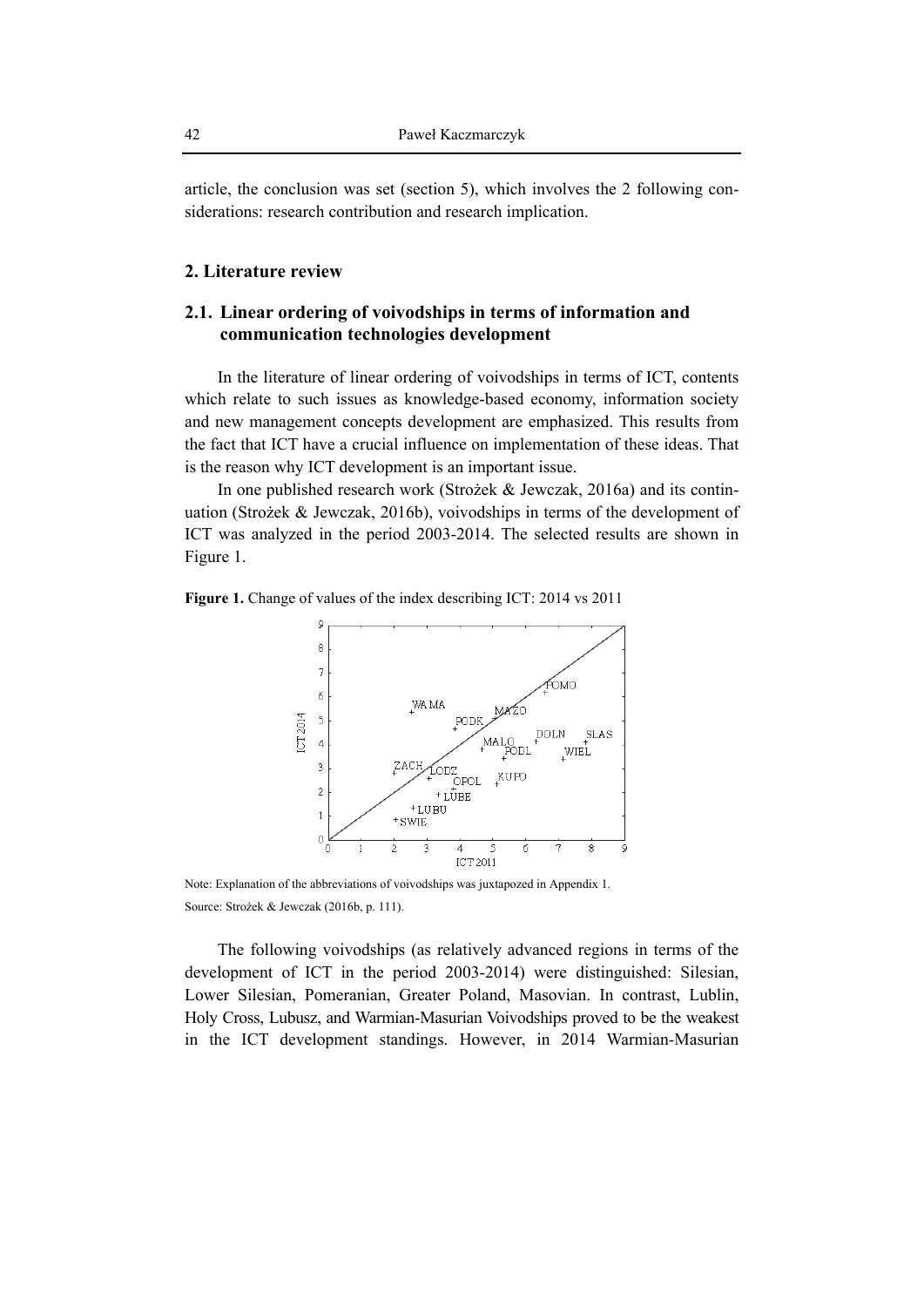article, the conclusion was set (section 5), which involves the 2 following considerations: research contribution and research implication.

## 2. Literature review

### 2.1. Linear ordering of voivodships in terms of information and communication technologies development

In the literature of linear ordering of voivodships in terms of ICT, contents which relate to such issues as knowledge-based economy, information society and new management concepts development are emphasized. This results from the fact that ICT have a crucial influence on implementation of these ideas. That is the reason why ICT development is an important issue.

In one published research work (Strożek & Jewczak, 2016a) and its continuation (Strożek & Jewczak, 2016b), voivodships in terms of the development of ICT was analyzed in the period 2003-2014. The selected results are shown in Figure 1.

**Figure 1.** Change of values of the index describing ICT: 2014 vs 2011

Note: Explanation of the abbreviations of voivodships was juxtapozed in Appendix 1.

Source: Strożek & Jewczak (2016b, p. 111).

The following voivodships (as relatively advanced regions in terms of the development of ICT in the period 2003-2014) were distinguished: Silesian, Lower Silesian, Pomeranian, Greater Poland, Masovian. In contrast, Lublin, Holy Cross, Lubusz, and Warmian-Masurian Voivodships proved to be the weakest in the ICT development standings. However, in 2014 Warmian-Masurian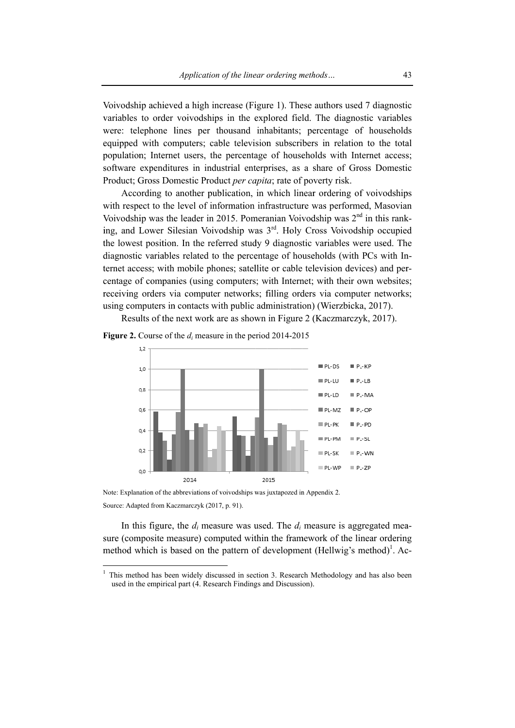Voivodship achieved a high increase (Figure 1). These authors used 7 diagnostic variables to order voivodships in the explored field. The diagnostic variables were: telephone lines per thousand inhabitants; percentage of households equipped with computers; cable television subscribers in relation to the total population; Internet users, the percentage of households with Internet access; software expenditures in industrial enterprises, as a share of Gross Domestic Product; Gross Domestic Product *per capita*; rate of poverty risk.

According to another publication, in which linear ordering of voivodships with respect to the level of information infrastructure was performed, Masovian Voivodship was the leader in 2015. Pomeranian Voivodship was 2[nd] in this ranking, and Lower Silesian Voivodship was 3[rd]. Holy Cross Voivodship occupied the lowest position. In the referred study 9 diagnostic variables were used. The diagnostic variables related to the percentage of households (with PCs with Internet access; with mobile phones; satellite or cable television devices) and percentage of companies (using computers; with Internet; with their own websites; receiving orders via computer networks; filling orders via computer networks; using computers in contacts with public administration) (Wierzbicka, 2017).

Results of the next work are as shown in Figure 2 (Kaczmarczyk, 2017).

**Figure 2.** Course of the $d_i$ measure in the period 2014-2015

Note: Explanation of the abbreviations of voivodships was juxtapozed in Appendix 2.

Source: Adapted from Kaczmarczyk (2017, p. 91).

In this figure, the $d_i$ measure was used. The $d_i$ measure is aggregated measure (composite measure) computed within the framework of the linear ordering method which is based on the pattern of development (Hellwig's method)[1]. Ac-

[1] This method has been widely discussed in section 3. Research Methodology and has also been used in the empirical part (4. Research Findings and Discussion).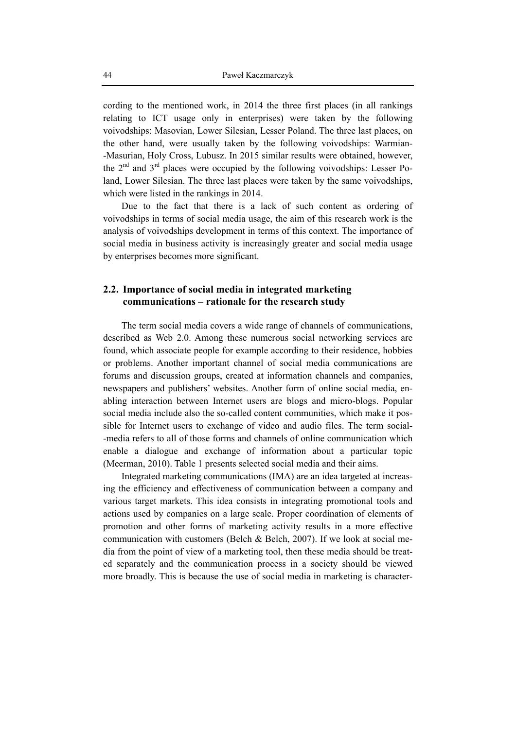cording to the mentioned work, in 2014 the three first places (in all rankings relating to ICT usage only in enterprises) were taken by the following voivodships: Masovian, Lower Silesian, Lesser Poland. The three last places, on the other hand, were usually taken by the following voivodships: Warmian-Masurian, Holy Cross, Lubusz. In 2015 similar results were obtained, however, the 2nd and 3rd places were occupied by the following voivodships: Lesser Poland, Lower Silesian. The three last places were taken by the same voivodships, which were listed in the rankings in 2014.

Due to the fact that there is a lack of such content as ordering of voivodships in terms of social media usage, the aim of this research work is the analysis of voivodships development in terms of this context. The importance of social media in business activity is increasingly greater and social media usage by enterprises becomes more significant.

## 2.2. Importance of social media in integrated marketing communications – rationale for the research study

The term social media covers a wide range of channels of communications, described as Web 2.0. Among these numerous social networking services are found, which associate people for example according to their residence, hobbies or problems. Another important channel of social media communications are forums and discussion groups, created at information channels and companies, newspapers and publishers' websites. Another form of online social media, enabling interaction between Internet users are blogs and micro-blogs. Popular social media include also the so-called content communities, which make it possible for Internet users to exchange of video and audio files. The term social-media refers to all of those forms and channels of online communication which enable a dialogue and exchange of information about a particular topic (Meerman, 2010). Table 1 presents selected social media and their aims.

Integrated marketing communications (IMA) are an idea targeted at increasing the efficiency and effectiveness of communication between a company and various target markets. This idea consists in integrating promotional tools and actions used by companies on a large scale. Proper coordination of elements of promotion and other forms of marketing activity results in a more effective communication with customers (Belch & Belch, 2007). If we look at social media from the point of view of a marketing tool, then these media should be treated separately and the communication process in a society should be viewed more broadly. This is because the use of social media in marketing is character-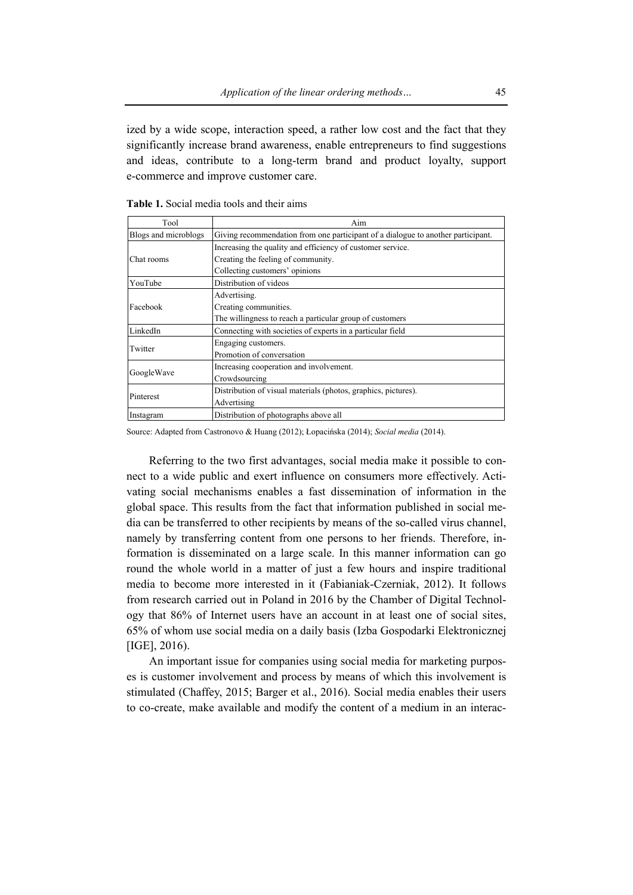ized by a wide scope, interaction speed, a rather low cost and the fact that they significantly increase brand awareness, enable entrepreneurs to find suggestions and ideas, contribute to a long-term brand and product loyalty, support e-commerce and improve customer care.

**Table 1.** Social media tools and their aims

| Tool | Aim |
|---|---|
| Blogs and microblogs | Giving recommendation from one participant of a dialogue to another participant. |
| Chat rooms | Increasing the quality and efficiency of customer service.<br>Creating the feeling of community.<br>Collecting customers' opinions |
| YouTube | Distribution of videos |
| Facebook | Advertising.<br>Creating communities.<br>The willingness to reach a particular group of customers |
| LinkedIn | Connecting with societies of experts in a particular field |
| Twitter | Engaging customers.<br>Promotion of conversation |
| GoogleWave | Increasing cooperation and involvement.<br>Crowdsourcing |
| Pinterest | Distribution of visual materials (photos, graphics, pictures).<br>Advertising |
| Instagram | Distribution of photographs above all |

Source: Adapted from Castronovo & Huang (2012); Łopacińska (2014); *Social media* (2014).

Referring to the two first advantages, social media make it possible to connect to a wide public and exert influence on consumers more effectively. Activating social mechanisms enables a fast dissemination of information in the global space. This results from the fact that information published in social media can be transferred to other recipients by means of the so-called virus channel, namely by transferring content from one persons to her friends. Therefore, information is disseminated on a large scale. In this manner information can go round the whole world in a matter of just a few hours and inspire traditional media to become more interested in it (Fabianiak-Czerniak, 2012). It follows from research carried out in Poland in 2016 by the Chamber of Digital Technology that 86% of Internet users have an account in at least one of social sites, 65% of whom use social media on a daily basis (Izba Gospodarki Elektronicznej [IGE], 2016).

An important issue for companies using social media for marketing purposes is customer involvement and process by means of which this involvement is stimulated (Chaffey, 2015; Barger et al., 2016). Social media enables their users to co-create, make available and modify the content of a medium in an interac-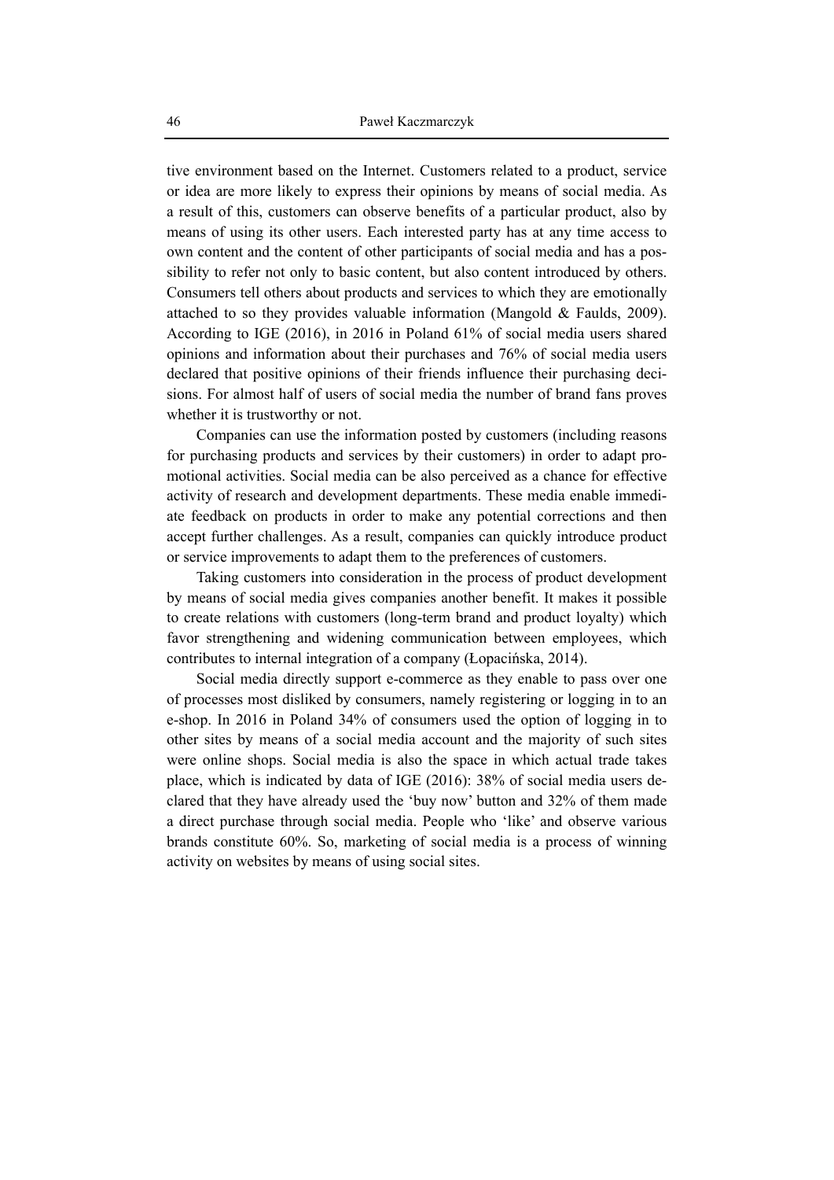tive environment based on the Internet. Customers related to a product, service or idea are more likely to express their opinions by means of social media. As a result of this, customers can observe benefits of a particular product, also by means of using its other users. Each interested party has at any time access to own content and the content of other participants of social media and has a possibility to refer not only to basic content, but also content introduced by others. Consumers tell others about products and services to which they are emotionally attached to so they provides valuable information (Mangold & Faulds, 2009). According to IGE (2016), in 2016 in Poland 61% of social media users shared opinions and information about their purchases and 76% of social media users declared that positive opinions of their friends influence their purchasing decisions. For almost half of users of social media the number of brand fans proves whether it is trustworthy or not.

Companies can use the information posted by customers (including reasons for purchasing products and services by their customers) in order to adapt promotional activities. Social media can be also perceived as a chance for effective activity of research and development departments. These media enable immediate feedback on products in order to make any potential corrections and then accept further challenges. As a result, companies can quickly introduce product or service improvements to adapt them to the preferences of customers.

Taking customers into consideration in the process of product development by means of social media gives companies another benefit. It makes it possible to create relations with customers (long-term brand and product loyalty) which favor strengthening and widening communication between employees, which contributes to internal integration of a company (Łopacińska, 2014).

Social media directly support e-commerce as they enable to pass over one of processes most disliked by consumers, namely registering or logging in to an e-shop. In 2016 in Poland 34% of consumers used the option of logging in to other sites by means of a social media account and the majority of such sites were online shops. Social media is also the space in which actual trade takes place, which is indicated by data of IGE (2016): 38% of social media users declared that they have already used the 'buy now' button and 32% of them made a direct purchase through social media. People who 'like' and observe various brands constitute 60%. So, marketing of social media is a process of winning activity on websites by means of using social sites.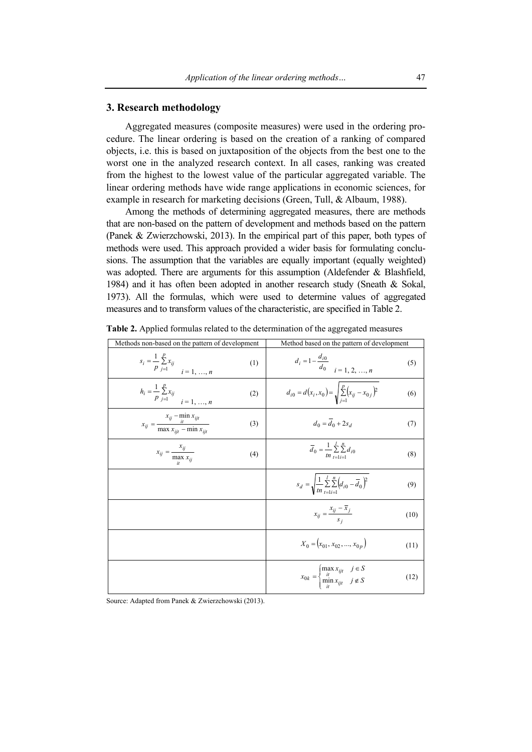## 3. Research methodology

Aggregated measures (composite measures) were used in the ordering procedure. The linear ordering is based on the creation of a ranking of compared objects, i.e. this is based on juxtaposition of the objects from the best one to the worst one in the analyzed research context. In all cases, ranking was created from the highest to the lowest value of the particular aggregated variable. The linear ordering methods have wide range applications in economic sciences, for example in research for marketing decisions (Green, Tull, & Albaum, 1988).

Among the methods of determining aggregated measures, there are methods that are non-based on the pattern of development and methods based on the pattern (Panek & Zwierzchowski, 2013). In the empirical part of this paper, both types of methods were used. This approach provided a wider basis for formulating conclusions. The assumption that the variables are equally important (equally weighted) was adopted. There are arguments for this assumption (Aldefender & Blashfield, 1984) and it has often been adopted in another research study (Sneath & Sokal, 1973). All the formulas, which were used to determine values of aggregated measures and to transform values of the characteristic, are specified in Table 2.

**Table 2.** Applied formulas related to the determination of the aggregated measures

| Methods non-based on the pattern of development | | Method based on the pattern of development | |
|---|---|---|---|
| $s_i = \frac{1}{p}\sum_{j=1}^{p} x_{ij} \quad i = 1, \ldots, n$ | (1) | $d_i = 1 - \frac{d_{i0}}{d_0} \quad i = 1, 2, \ldots, n$ | (5) |
| $h_i = \frac{1}{p}\sum_{j=1}^{p} x_{ij} \quad i = 1, \ldots, n$ | (2) | $d_{i0} = d(x_i, x_0) = \sqrt{\sum_{j=1}^{p}(x_{ij} - x_{0j})^2}$ | (6) |
| $x_{ij} = \frac{x_{ij} - \min_{it} x_{ijt}}{\max x_{ijt} - \min x_{ijt}}$ | (3) | $d_0 = \overline{d}_0 + 2s_d$ | (7) |
| $x_{ij} = \frac{x_{ij}}{\max_{it} x_{ij}}$ | (4) | $\overline{d}_0 = \frac{1}{tn}\sum_{t=1}^{l}\sum_{i=1}^{n} d_{i0}$ | (8) |
| | | $s_d = \sqrt{\frac{1}{tn}\sum_{t=1}^{l}\sum_{i=1}^{n}\left(d_{i0} - \overline{d}_0\right)^2}$ | (9) |
| | | $x_{ij} = \frac{x_{ij} - \overline{x}_j}{s_j}$ | (10) |
| | | $X_0 = (x_{01}, x_{02}, \ldots, x_{0p})$ | (11) |
| | | $x_{0k} = \begin{cases} \max_{it} x_{ijt} & j \in S \\ \min_{it} x_{ijt} & j \notin S \end{cases}$ | (12) |

Source: Adapted from Panek & Zwierzchowski (2013).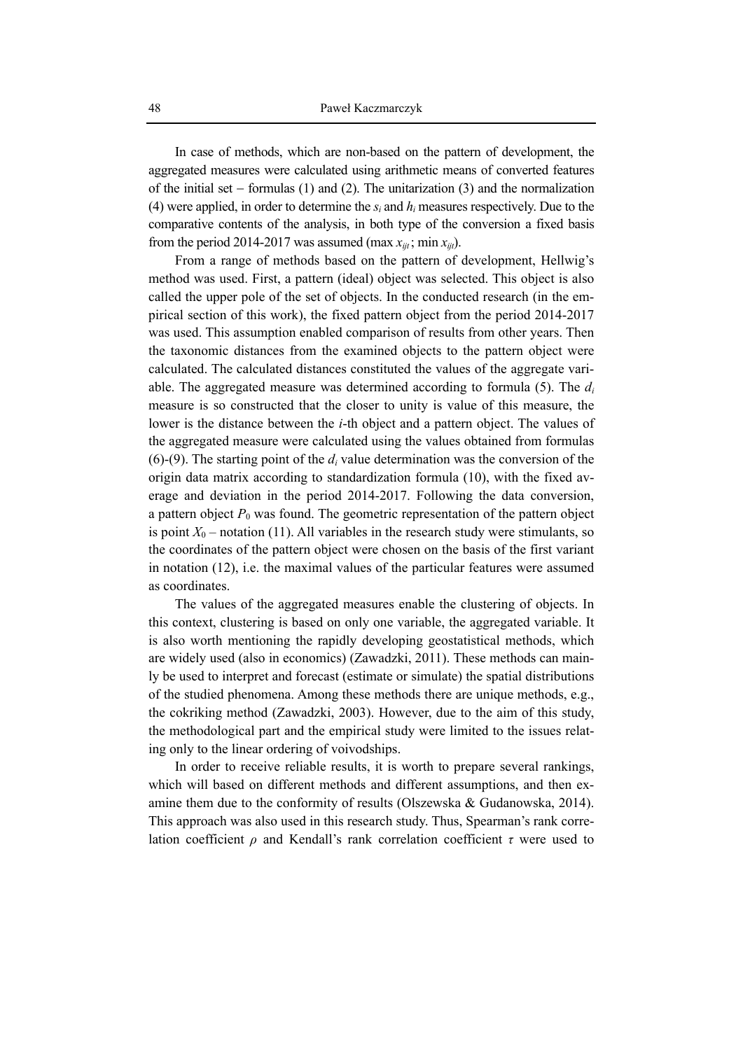In case of methods, which are non-based on the pattern of development, the aggregated measures were calculated using arithmetic means of converted features of the initial set – formulas (1) and (2). The unitarization (3) and the normalization (4) were applied, in order to determine the $s_i$ and $h_i$ measures respectively. Due to the comparative contents of the analysis, in both type of the conversion a fixed basis from the period 2014-2017 was assumed (max $x_{ijt}$ ; min $x_{ijt}$).

From a range of methods based on the pattern of development, Hellwig's method was used. First, a pattern (ideal) object was selected. This object is also called the upper pole of the set of objects. In the conducted research (in the empirical section of this work), the fixed pattern object from the period 2014-2017 was used. This assumption enabled comparison of results from other years. Then the taxonomic distances from the examined objects to the pattern object were calculated. The calculated distances constituted the values of the aggregate variable. The aggregated measure was determined according to formula (5). The $d_i$ measure is so constructed that the closer to unity is value of this measure, the lower is the distance between the *i*-th object and a pattern object. The values of the aggregated measure were calculated using the values obtained from formulas (6)-(9). The starting point of the $d_i$ value determination was the conversion of the origin data matrix according to standardization formula (10), with the fixed average and deviation in the period 2014-2017. Following the data conversion, a pattern object $P_0$ was found. The geometric representation of the pattern object is point $X_0$ – notation (11). All variables in the research study were stimulants, so the coordinates of the pattern object were chosen on the basis of the first variant in notation (12), i.e. the maximal values of the particular features were assumed as coordinates.

The values of the aggregated measures enable the clustering of objects. In this context, clustering is based on only one variable, the aggregated variable. It is also worth mentioning the rapidly developing geostatistical methods, which are widely used (also in economics) (Zawadzki, 2011). These methods can mainly be used to interpret and forecast (estimate or simulate) the spatial distributions of the studied phenomena. Among these methods there are unique methods, e.g., the cokriking method (Zawadzki, 2003). However, due to the aim of this study, the methodological part and the empirical study were limited to the issues relating only to the linear ordering of voivodships.

In order to receive reliable results, it is worth to prepare several rankings, which will based on different methods and different assumptions, and then examine them due to the conformity of results (Olszewska & Gudanowska, 2014). This approach was also used in this research study. Thus, Spearman's rank correlation coefficient $\rho$ and Kendall's rank correlation coefficient $\tau$ were used to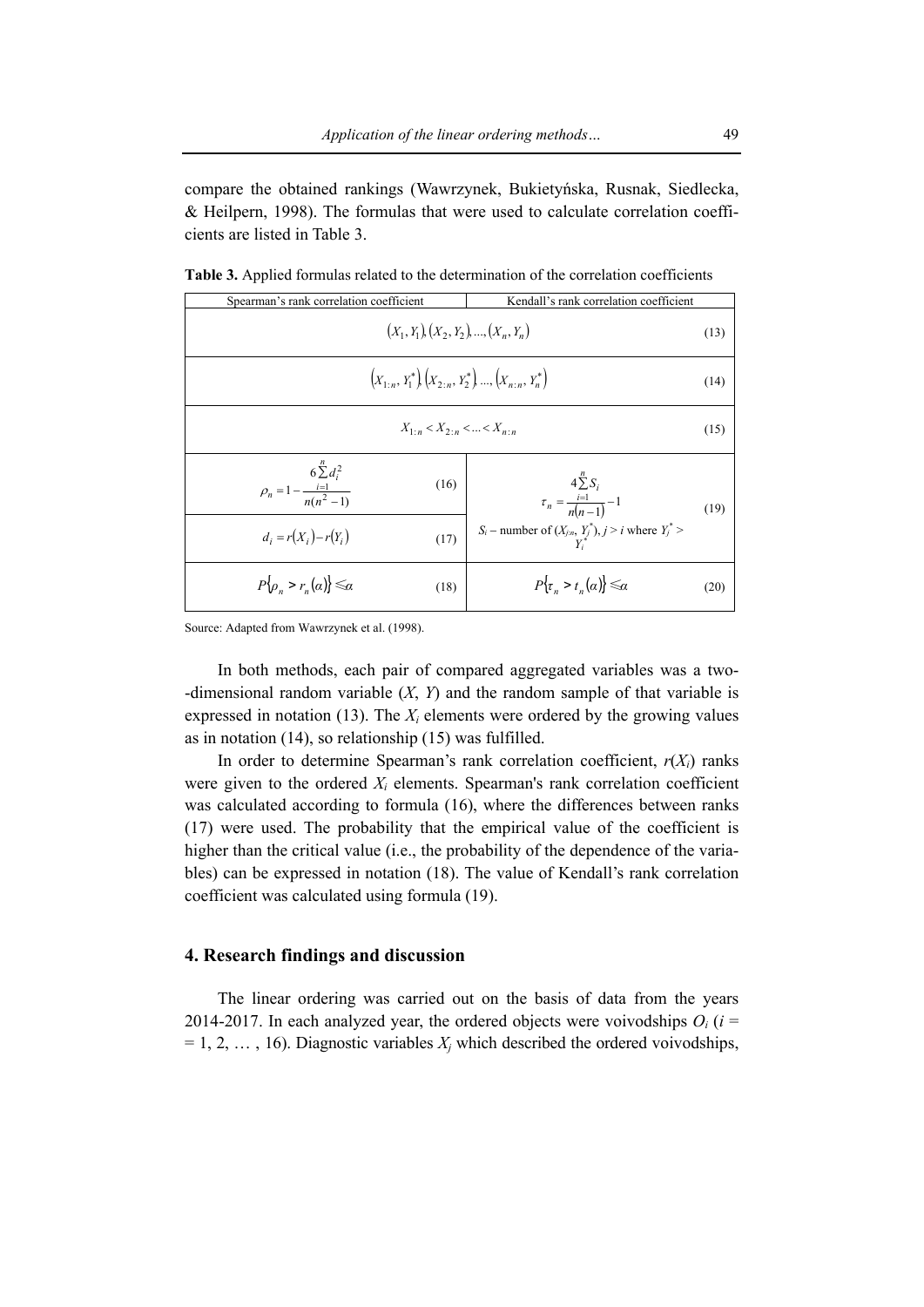compare the obtained rankings (Wawrzynek, Bukietyńska, Rusnak, Siedlecka, & Heilpern, 1998). The formulas that were used to calculate correlation coefficients are listed in Table 3.

**Table 3.** Applied formulas related to the determination of the correlation coefficients

| Spearman's rank correlation coefficient | | Kendall's rank correlation coefficient | |
|---|---|---|---|
| $(X_1, Y_1), (X_2, Y_2), ..., (X_n, Y_n)$ | | | (13) |
| $(X_{1:n}, Y_1^*), (X_{2:n}, Y_2^*), ..., (X_{n:n}, Y_n^*)$ | | | (14) |
| $X_{1:n} < X_{2:n} < ... < X_{n:n}$ | | | (15) |
| $\rho_n = 1 - \frac{6\sum_{i=1}^{n} d_i^2}{n(n^2-1)}$ | (16) | $\tau_n = \frac{4\sum_{i=1}^{n} S_i}{n(n-1)} - 1$ <br> $S_i$ – number of $(X_{j:n}, Y_j^*)$, $j > i$ where $Y_j^* > Y_i^*$ | (19) |
| $d_i = r(X_i) - r(Y_i)$ | (17) | | |
| $P\{\rho_n > r_n(\alpha)\} \leqslant \alpha$ | (18) | $P\{\tau_n > t_n(\alpha)\} \leqslant \alpha$ | (20) |

Source: Adapted from Wawrzynek et al. (1998).

In both methods, each pair of compared aggregated variables was a two-dimensional random variable ($X$, $Y$) and the random sample of that variable is expressed in notation (13). The $X_i$ elements were ordered by the growing values as in notation (14), so relationship (15) was fulfilled.

In order to determine Spearman's rank correlation coefficient, $r(X_i)$ ranks were given to the ordered $X_i$ elements. Spearman's rank correlation coefficient was calculated according to formula (16), where the differences between ranks (17) were used. The probability that the empirical value of the coefficient is higher than the critical value (i.e., the probability of the dependence of the variables) can be expressed in notation (18). The value of Kendall's rank correlation coefficient was calculated using formula (19).

## 4. Research findings and discussion

The linear ordering was carried out on the basis of data from the years 2014-2017. In each analyzed year, the ordered objects were voivodships $O_i$ ($i$ = = 1, 2, … , 16). Diagnostic variables $X_j$ which described the ordered voivodships,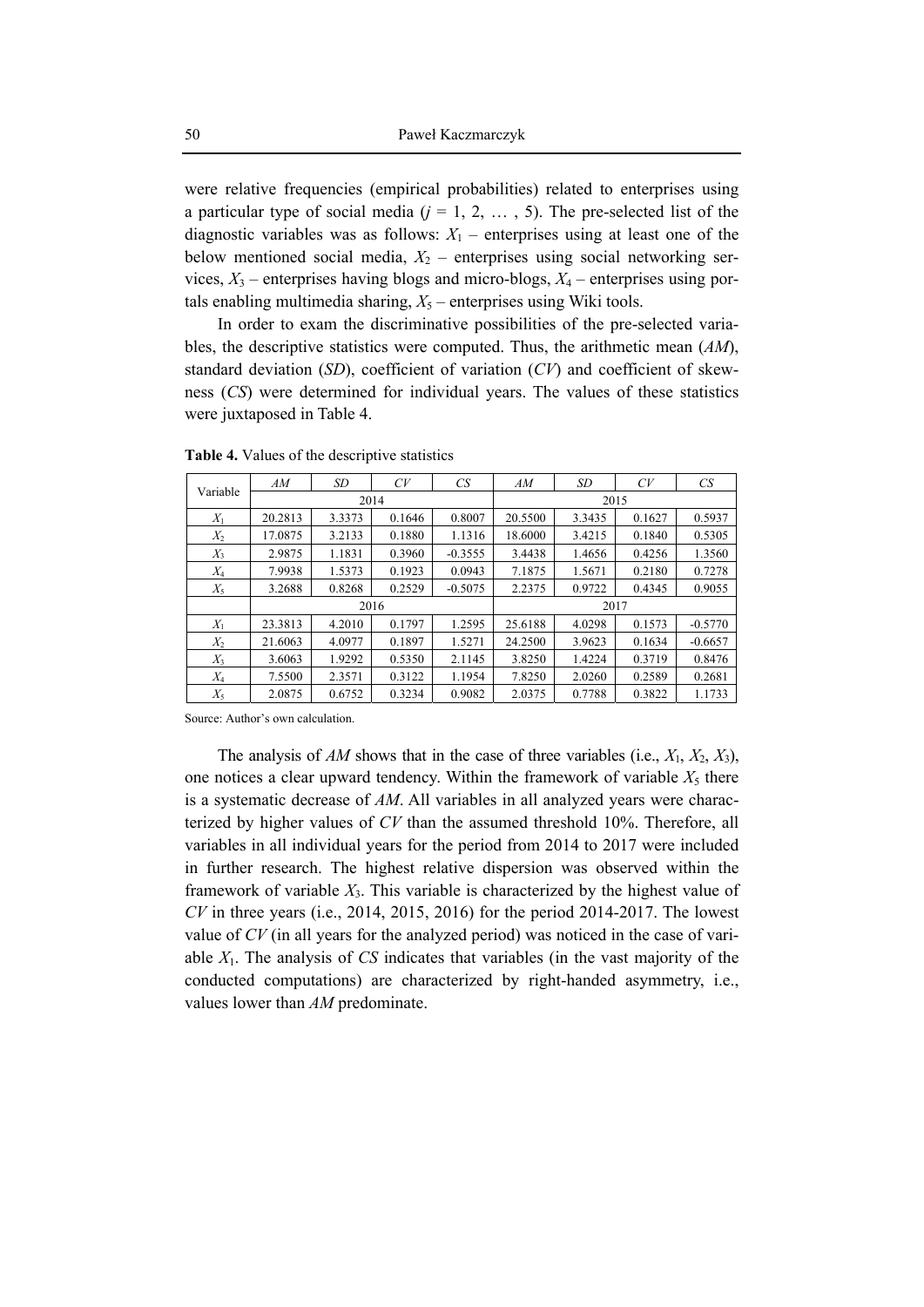were relative frequencies (empirical probabilities) related to enterprises using a particular type of social media ($j = 1, 2, \ldots, 5$). The pre-selected list of the diagnostic variables was as follows: $X_1$ – enterprises using at least one of the below mentioned social media, $X_2$ – enterprises using social networking services, $X_3$ – enterprises having blogs and micro-blogs, $X_4$ – enterprises using portals enabling multimedia sharing, $X_5$ – enterprises using Wiki tools.

In order to exam the discriminative possibilities of the pre-selected variables, the descriptive statistics were computed. Thus, the arithmetic mean (*AM*), standard deviation (*SD*), coefficient of variation (*CV*) and coefficient of skewness (*CS*) were determined for individual years. The values of these statistics were juxtaposed in Table 4.

**Table 4.** Values of the descriptive statistics

| Variable | *AM* | *SD* | *CV* | *CS* | *AM* | *SD* | *CV* | *CS* |
|---|---|---|---|---|---|---|---|---|
| | 2014 | | | | 2015 | | | |
| $X_1$ | 20.2813 | 3.3373 | 0.1646 | 0.8007 | 20.5500 | 3.3435 | 0.1627 | 0.5937 |
| $X_2$ | 17.0875 | 3.2133 | 0.1880 | 1.1316 | 18.6000 | 3.4215 | 0.1840 | 0.5305 |
| $X_3$ | 2.9875 | 1.1831 | 0.3960 | -0.3555 | 3.4438 | 1.4656 | 0.4256 | 1.3560 |
| $X_4$ | 7.9938 | 1.5373 | 0.1923 | 0.0943 | 7.1875 | 1.5671 | 0.2180 | 0.7278 |
| $X_5$ | 3.2688 | 0.8268 | 0.2529 | -0.5075 | 2.2375 | 0.9722 | 0.4345 | 0.9055 |
| | 2016 | | | | 2017 | | | |
| $X_1$ | 23.3813 | 4.2010 | 0.1797 | 1.2595 | 25.6188 | 4.0298 | 0.1573 | -0.5770 |
| $X_2$ | 21.6063 | 4.0977 | 0.1897 | 1.5271 | 24.2500 | 3.9623 | 0.1634 | -0.6657 |
| $X_3$ | 3.6063 | 1.9292 | 0.5350 | 2.1145 | 3.8250 | 1.4224 | 0.3719 | 0.8476 |
| $X_4$ | 7.5500 | 2.3571 | 0.3122 | 1.1954 | 7.8250 | 2.0260 | 0.2589 | 0.2681 |
| $X_5$ | 2.0875 | 0.6752 | 0.3234 | 0.9082 | 2.0375 | 0.7788 | 0.3822 | 1.1733 |

Source: Author's own calculation.

The analysis of *AM* shows that in the case of three variables (i.e., $X_1$, $X_2$, $X_3$), one notices a clear upward tendency. Within the framework of variable $X_5$ there is a systematic decrease of *AM*. All variables in all analyzed years were characterized by higher values of *CV* than the assumed threshold 10%. Therefore, all variables in all individual years for the period from 2014 to 2017 were included in further research. The highest relative dispersion was observed within the framework of variable $X_3$. This variable is characterized by the highest value of *CV* in three years (i.e., 2014, 2015, 2016) for the period 2014-2017. The lowest value of *CV* (in all years for the analyzed period) was noticed in the case of variable $X_1$. The analysis of *CS* indicates that variables (in the vast majority of the conducted computations) are characterized by right-handed asymmetry, i.e., values lower than *AM* predominate.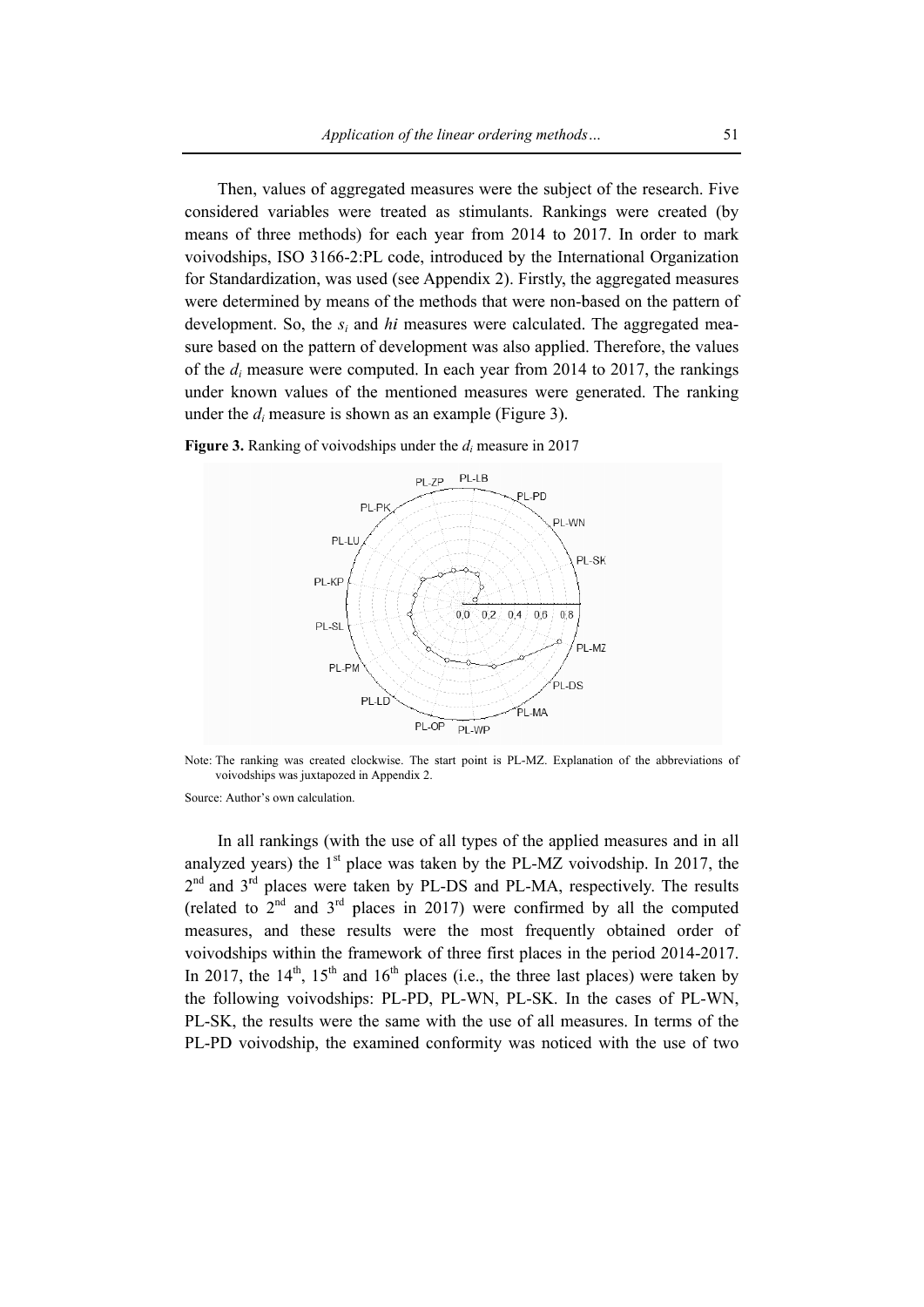Then, values of aggregated measures were the subject of the research. Five considered variables were treated as stimulants. Rankings were created (by means of three methods) for each year from 2014 to 2017. In order to mark voivodships, ISO 3166-2:PL code, introduced by the International Organization for Standardization, was used (see Appendix 2). Firstly, the aggregated measures were determined by means of the methods that were non-based on the pattern of development. So, the $s_i$ and *hi* measures were calculated. The aggregated measure based on the pattern of development was also applied. Therefore, the values of the $d_i$ measure were computed. In each year from 2014 to 2017, the rankings under known values of the mentioned measures were generated. The ranking under the $d_i$ measure is shown as an example (Figure 3).

**Figure 3.** Ranking of voivodships under the $d_i$ measure in 2017

Note: The ranking was created clockwise. The start point is PL-MZ. Explanation of the abbreviations of voivodships was juxtapozed in Appendix 2.

Source: Author's own calculation.

In all rankings (with the use of all types of the applied measures and in all analyzed years) the 1st place was taken by the PL-MZ voivodship. In 2017, the 2nd and 3rd places were taken by PL-DS and PL-MA, respectively. The results (related to 2nd and 3rd places in 2017) were confirmed by all the computed measures, and these results were the most frequently obtained order of voivodships within the framework of three first places in the period 2014-2017. In 2017, the 14th, 15th and 16th places (i.e., the three last places) were taken by the following voivodships: PL-PD, PL-WN, PL-SK. In the cases of PL-WN, PL-SK, the results were the same with the use of all measures. In terms of the PL-PD voivodship, the examined conformity was noticed with the use of two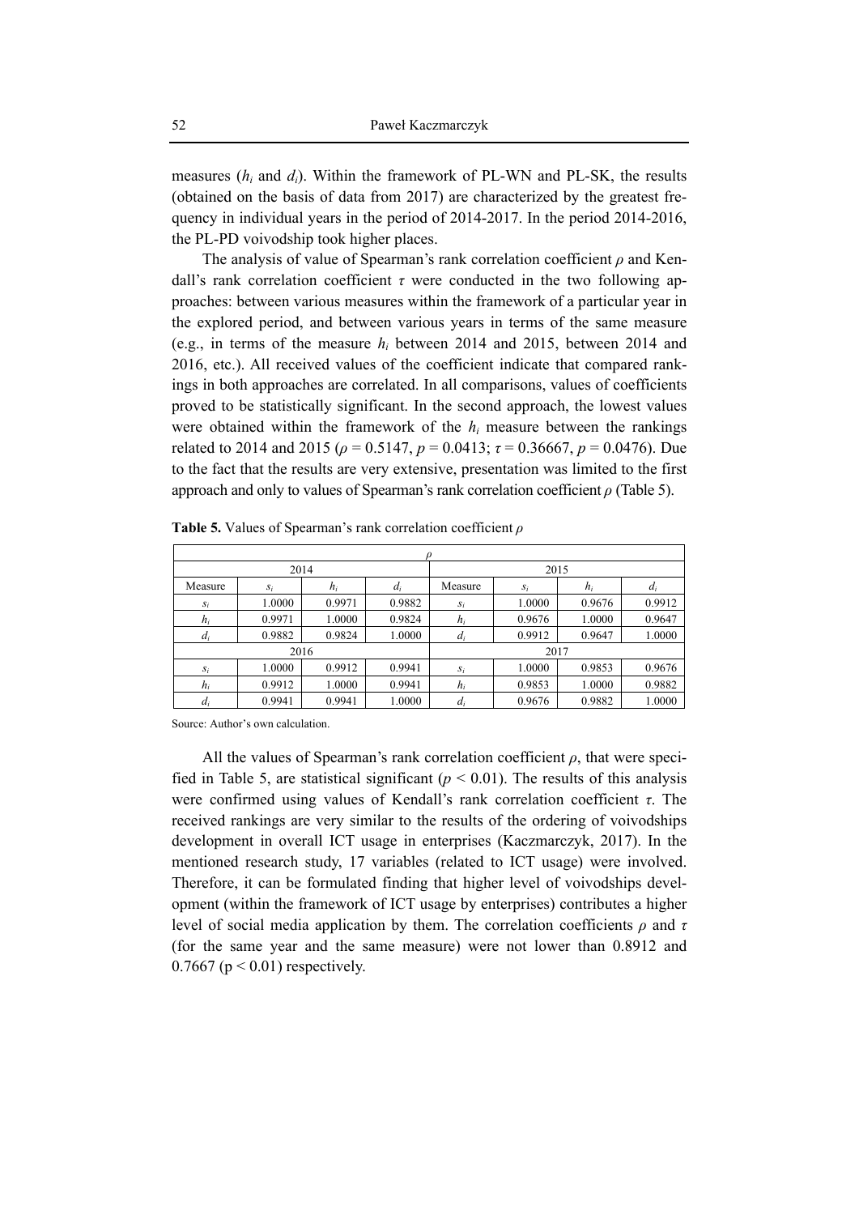measures ($h_i$ and $d_i$). Within the framework of PL-WN and PL-SK, the results (obtained on the basis of data from 2017) are characterized by the greatest frequency in individual years in the period of 2014-2017. In the period 2014-2016, the PL-PD voivodship took higher places.

The analysis of value of Spearman's rank correlation coefficient $\rho$ and Kendall's rank correlation coefficient $\tau$ were conducted in the two following approaches: between various measures within the framework of a particular year in the explored period, and between various years in terms of the same measure (e.g., in terms of the measure $h_i$ between 2014 and 2015, between 2014 and 2016, etc.). All received values of the coefficient indicate that compared rankings in both approaches are correlated. In all comparisons, values of coefficients proved to be statistically significant. In the second approach, the lowest values were obtained within the framework of the $h_i$ measure between the rankings related to 2014 and 2015 ($\rho = 0.5147$, $p = 0.0413$; $\tau = 0.36667$, $p = 0.0476$). Due to the fact that the results are very extensive, presentation was limited to the first approach and only to values of Spearman's rank correlation coefficient $\rho$ (Table 5).

**Table 5.** Values of Spearman's rank correlation coefficient $\rho$

| $\rho$ | | | | | | | |
|---|---|---|---|---|---|---|---|
| 2014 | | | | 2015 | | | |
| Measure | $s_i$ | $h_i$ | $d_i$ | Measure | $s_i$ | $h_i$ | $d_i$ |
| $s_i$ | 1.0000 | 0.9971 | 0.9882 | $s_i$ | 1.0000 | 0.9676 | 0.9912 |
| $h_i$ | 0.9971 | 1.0000 | 0.9824 | $h_i$ | 0.9676 | 1.0000 | 0.9647 |
| $d_i$ | 0.9882 | 0.9824 | 1.0000 | $d_i$ | 0.9912 | 0.9647 | 1.0000 |
| 2016 | | | | 2017 | | | |
| $s_i$ | 1.0000 | 0.9912 | 0.9941 | $s_i$ | 1.0000 | 0.9853 | 0.9676 |
| $h_i$ | 0.9912 | 1.0000 | 0.9941 | $h_i$ | 0.9853 | 1.0000 | 0.9882 |
| $d_i$ | 0.9941 | 0.9941 | 1.0000 | $d_i$ | 0.9676 | 0.9882 | 1.0000 |

Source: Author's own calculation.

All the values of Spearman's rank correlation coefficient $\rho$, that were specified in Table 5, are statistical significant ($p < 0.01$). The results of this analysis were confirmed using values of Kendall's rank correlation coefficient $\tau$. The received rankings are very similar to the results of the ordering of voivodships development in overall ICT usage in enterprises (Kaczmarczyk, 2017). In the mentioned research study, 17 variables (related to ICT usage) were involved. Therefore, it can be formulated finding that higher level of voivodships development (within the framework of ICT usage by enterprises) contributes a higher level of social media application by them. The correlation coefficients $\rho$ and $\tau$ (for the same year and the same measure) were not lower than 0.8912 and 0.7667 ($p < 0.01$) respectively.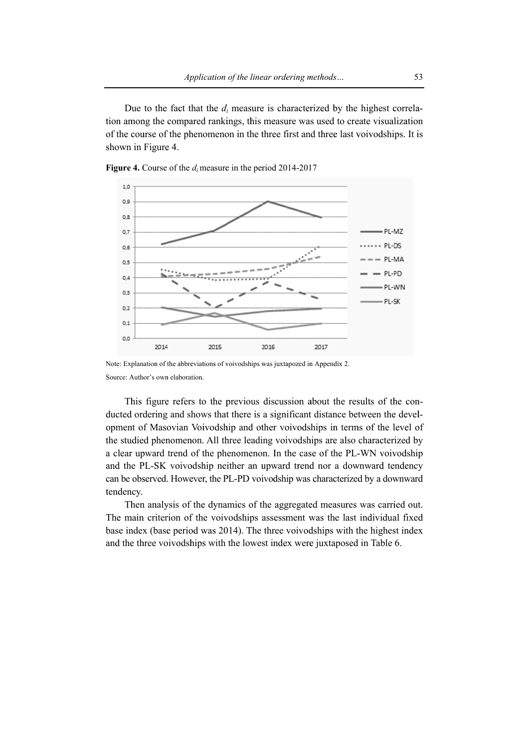Due to the fact that the $d_i$ measure is characterized by the highest correlation among the compared rankings, this measure was used to create visualization of the course of the phenomenon in the three first and three last voivodships. It is shown in Figure 4.

**Figure 4.** Course of the $d_i$ measure in the period 2014-2017

Note: Explanation of the abbreviations of voivodships was juxtapozed in Appendix 2.

Source: Author's own elaboration.

This figure refers to the previous discussion about the results of the conducted ordering and shows that there is a significant distance between the development of Masovian Voivodship and other voivodships in terms of the level of the studied phenomenon. All three leading voivodships are also characterized by a clear upward trend of the phenomenon. In the case of the PL-WN voivodship and the PL-SK voivodship neither an upward trend nor a downward tendency can be observed. However, the PL-PD voivodship was characterized by a downward tendency.

Then analysis of the dynamics of the aggregated measures was carried out. The main criterion of the voivodships assessment was the last individual fixed base index (base period was 2014). The three voivodships with the highest index and the three voivodships with the lowest index were juxtaposed in Table 6.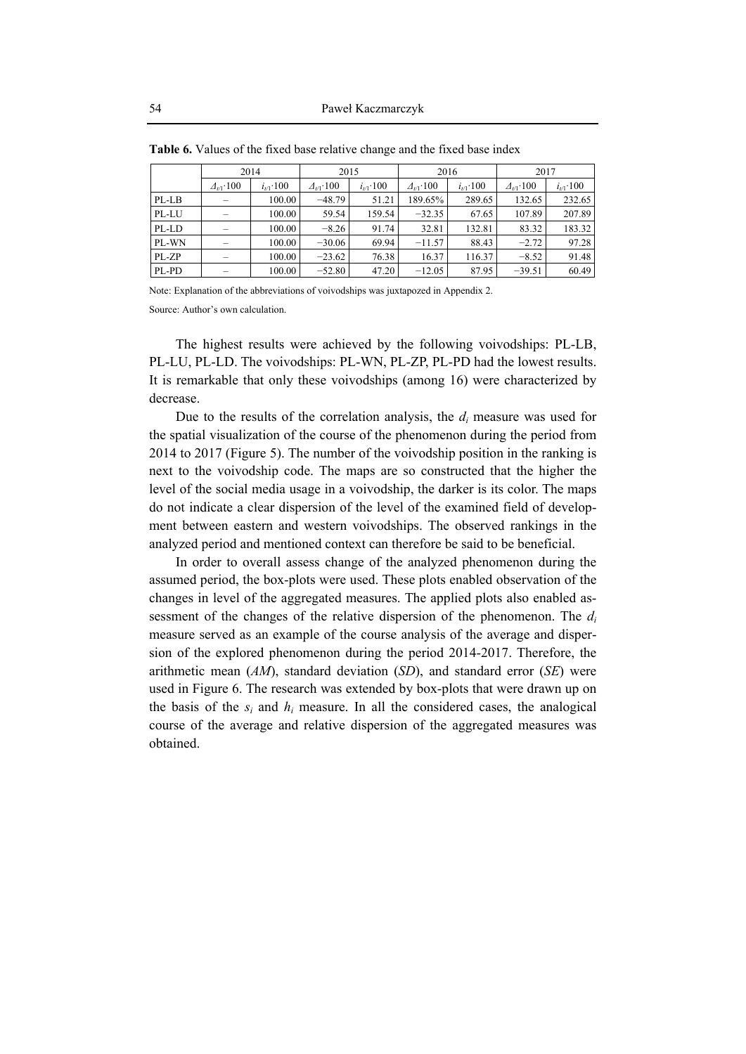**Table 6.** Values of the fixed base relative change and the fixed base index

| | 2014 | | 2015 | | 2016 | | 2017 | |
|---|---|---|---|---|---|---|---|---|
| | $\Delta_{t/1}\cdot 100$ | $i_{t/1}\cdot 100$ | $\Delta_{t/1}\cdot 100$ | $i_{t/1}\cdot 100$ | $\Delta_{t/1}\cdot 100$ | $i_{t/1}\cdot 100$ | $\Delta_{t/1}\cdot 100$ | $i_{t/1}\cdot 100$ |
| PL-LB | – | 100.00 | −48.79 | 51.21 | 189.65% | 289.65 | 132.65 | 232.65 |
| PL-LU | – | 100.00 | 59.54 | 159.54 | −32.35 | 67.65 | 107.89 | 207.89 |
| PL-LD | – | 100.00 | −8.26 | 91.74 | 32.81 | 132.81 | 83.32 | 183.32 |
| PL-WN | – | 100.00 | −30.06 | 69.94 | −11.57 | 88.43 | −2.72 | 97.28 |
| PL-ZP | – | 100.00 | −23.62 | 76.38 | 16.37 | 116.37 | −8.52 | 91.48 |
| PL-PD | – | 100.00 | −52.80 | 47.20 | −12.05 | 87.95 | −39.51 | 60.49 |

Note: Explanation of the abbreviations of voivodships was juxtapozed in Appendix 2.

Source: Author's own calculation.

The highest results were achieved by the following voivodships: PL-LB, PL-LU, PL-LD. The voivodships: PL-WN, PL-ZP, PL-PD had the lowest results. It is remarkable that only these voivodships (among 16) were characterized by decrease.

Due to the results of the correlation analysis, the $d_i$ measure was used for the spatial visualization of the course of the phenomenon during the period from 2014 to 2017 (Figure 5). The number of the voivodship position in the ranking is next to the voivodship code. The maps are so constructed that the higher the level of the social media usage in a voivodship, the darker is its color. The maps do not indicate a clear dispersion of the level of the examined field of development between eastern and western voivodships. The observed rankings in the analyzed period and mentioned context can therefore be said to be beneficial.

In order to overall assess change of the analyzed phenomenon during the assumed period, the box-plots were used. These plots enabled observation of the changes in level of the aggregated measures. The applied plots also enabled assessment of the changes of the relative dispersion of the phenomenon. The $d_i$ measure served as an example of the course analysis of the average and dispersion of the explored phenomenon during the period 2014-2017. Therefore, the arithmetic mean (*AM*), standard deviation (*SD*), and standard error (*SE*) were used in Figure 6. The research was extended by box-plots that were drawn up on the basis of the $s_i$ and $h_i$ measure. In all the considered cases, the analogical course of the average and relative dispersion of the aggregated measures was obtained.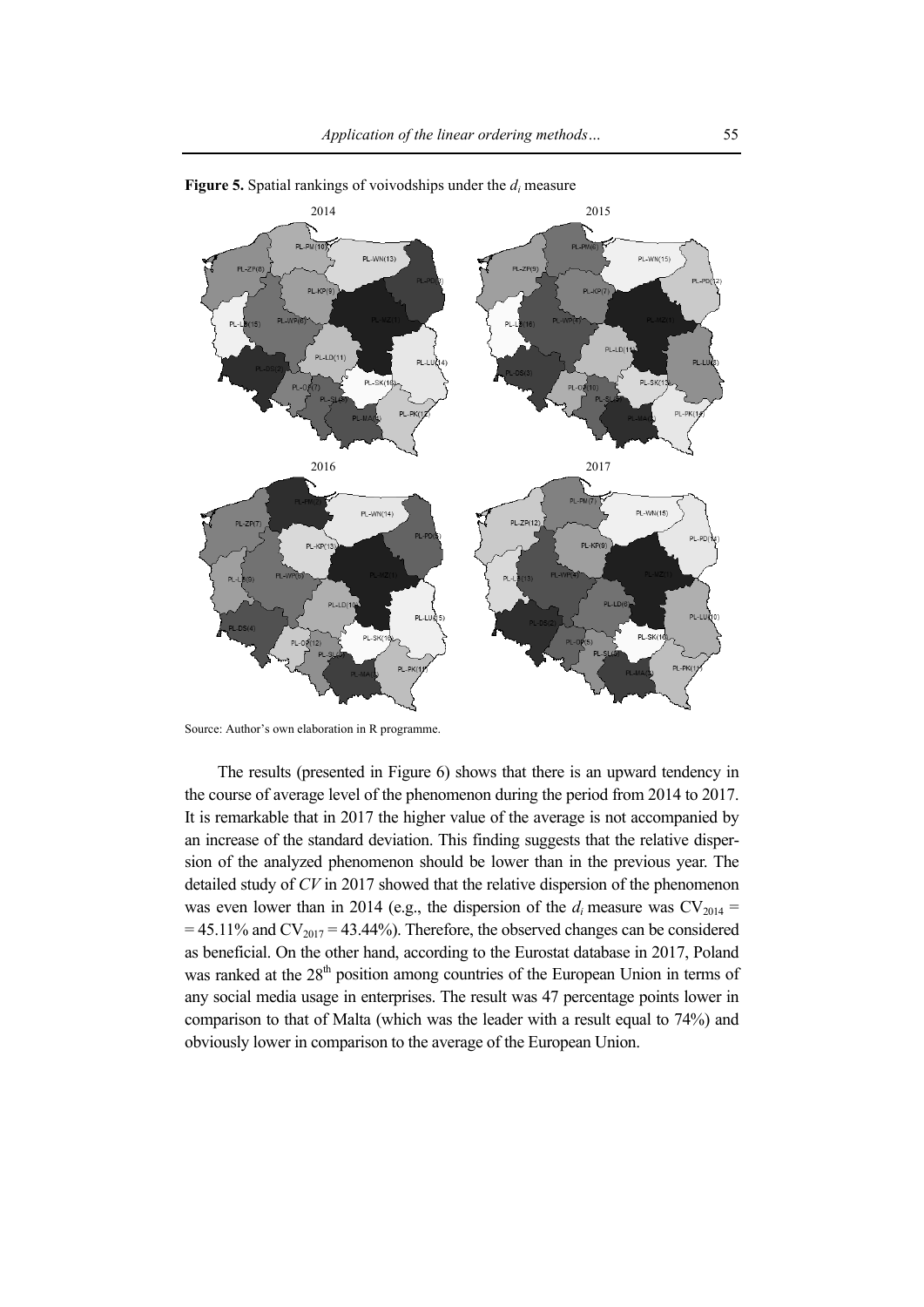**Figure 5.** Spatial rankings of voivodships under the $d_i$ measure

Source: Author's own elaboration in R programme.

The results (presented in Figure 6) shows that there is an upward tendency in the course of average level of the phenomenon during the period from 2014 to 2017. It is remarkable that in 2017 the higher value of the average is not accompanied by an increase of the standard deviation. This finding suggests that the relative dispersion of the analyzed phenomenon should be lower than in the previous year. The detailed study of *CV* in 2017 showed that the relative dispersion of the phenomenon was even lower than in 2014 (e.g., the dispersion of the $d_i$ measure was $CV_{2014} = 45.11\%$ and $CV_{2017} = 43.44\%$). Therefore, the observed changes can be considered as beneficial. On the other hand, according to the Eurostat database in 2017, Poland was ranked at the 28th position among countries of the European Union in terms of any social media usage in enterprises. The result was 47 percentage points lower in comparison to that of Malta (which was the leader with a result equal to 74%) and obviously lower in comparison to the average of the European Union.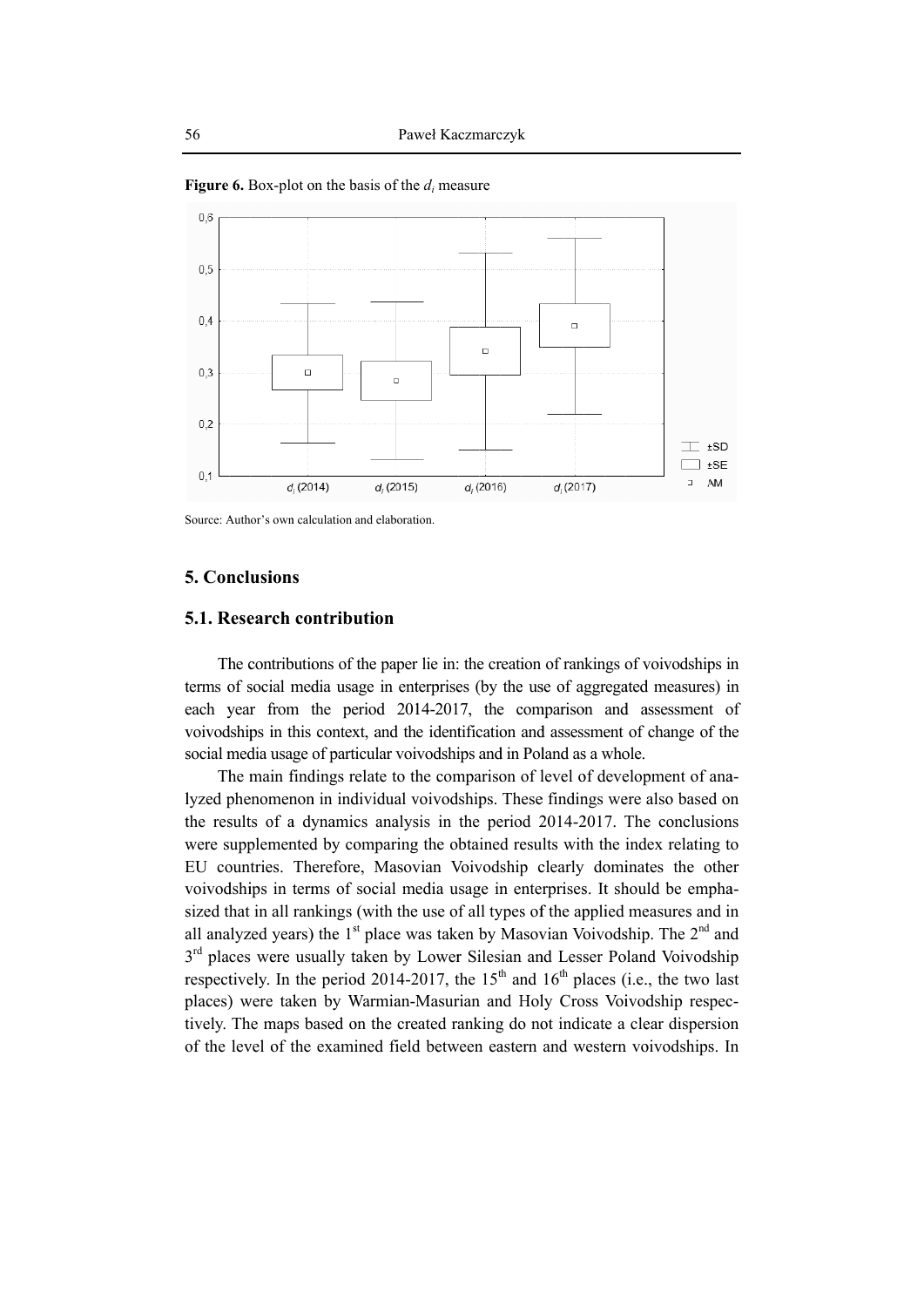**Figure 6.** Box-plot on the basis of the $d_i$ measure

Source: Author's own calculation and elaboration.

## 5. Conclusions

### 5.1. Research contribution

The contributions of the paper lie in: the creation of rankings of voivodships in terms of social media usage in enterprises (by the use of aggregated measures) in each year from the period 2014-2017, the comparison and assessment of voivodships in this context, and the identification and assessment of change of the social media usage of particular voivodships and in Poland as a whole.

The main findings relate to the comparison of level of development of analyzed phenomenon in individual voivodships. These findings were also based on the results of a dynamics analysis in the period 2014-2017. The conclusions were supplemented by comparing the obtained results with the index relating to EU countries. Therefore, Masovian Voivodship clearly dominates the other voivodships in terms of social media usage in enterprises. It should be emphasized that in all rankings (with the use of all types of the applied measures and in all analyzed years) the 1st place was taken by Masovian Voivodship. The 2nd and 3rd places were usually taken by Lower Silesian and Lesser Poland Voivodship respectively. In the period 2014-2017, the 15th and 16th places (i.e., the two last places) were taken by Warmian-Masurian and Holy Cross Voivodship respectively. The maps based on the created ranking do not indicate a clear dispersion of the level of the examined field between eastern and western voivodships. In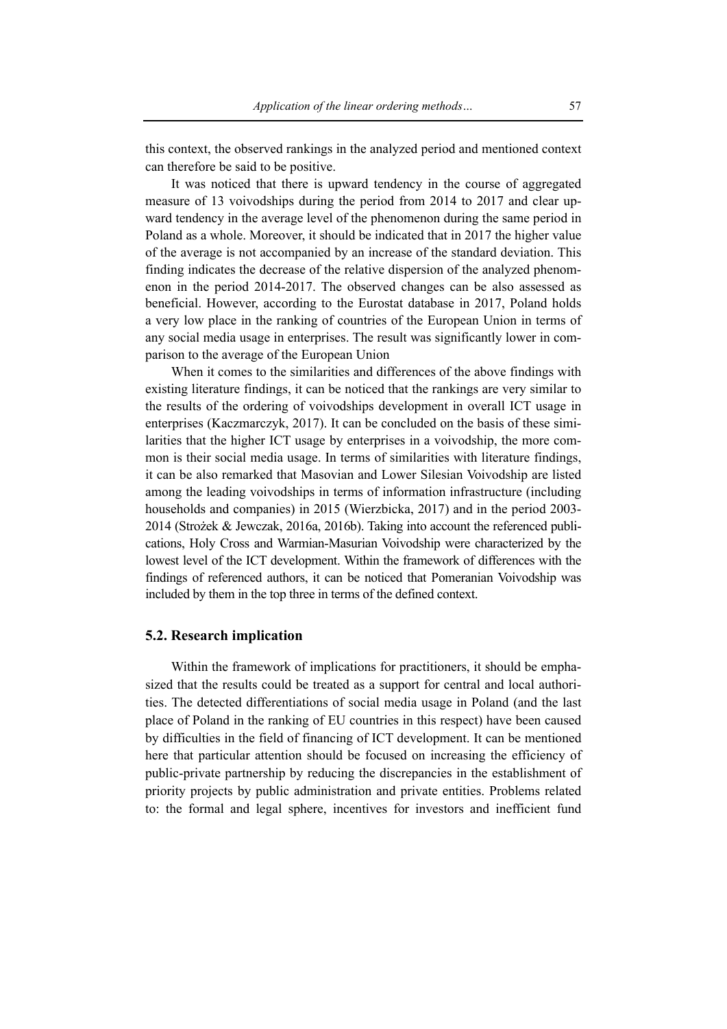this context, the observed rankings in the analyzed period and mentioned context can therefore be said to be positive.

It was noticed that there is upward tendency in the course of aggregated measure of 13 voivodships during the period from 2014 to 2017 and clear upward tendency in the average level of the phenomenon during the same period in Poland as a whole. Moreover, it should be indicated that in 2017 the higher value of the average is not accompanied by an increase of the standard deviation. This finding indicates the decrease of the relative dispersion of the analyzed phenomenon in the period 2014-2017. The observed changes can be also assessed as beneficial. However, according to the Eurostat database in 2017, Poland holds a very low place in the ranking of countries of the European Union in terms of any social media usage in enterprises. The result was significantly lower in comparison to the average of the European Union

When it comes to the similarities and differences of the above findings with existing literature findings, it can be noticed that the rankings are very similar to the results of the ordering of voivodships development in overall ICT usage in enterprises (Kaczmarczyk, 2017). It can be concluded on the basis of these similarities that the higher ICT usage by enterprises in a voivodship, the more common is their social media usage. In terms of similarities with literature findings, it can be also remarked that Masovian and Lower Silesian Voivodship are listed among the leading voivodships in terms of information infrastructure (including households and companies) in 2015 (Wierzbicka, 2017) and in the period 2003-2014 (Strożek & Jewczak, 2016a, 2016b). Taking into account the referenced publications, Holy Cross and Warmian-Masurian Voivodship were characterized by the lowest level of the ICT development. Within the framework of differences with the findings of referenced authors, it can be noticed that Pomeranian Voivodship was included by them in the top three in terms of the defined context.

## 5.2. Research implication

Within the framework of implications for practitioners, it should be emphasized that the results could be treated as a support for central and local authorities. The detected differentiations of social media usage in Poland (and the last place of Poland in the ranking of EU countries in this respect) have been caused by difficulties in the field of financing of ICT development. It can be mentioned here that particular attention should be focused on increasing the efficiency of public-private partnership by reducing the discrepancies in the establishment of priority projects by public administration and private entities. Problems related to: the formal and legal sphere, incentives for investors and inefficient fund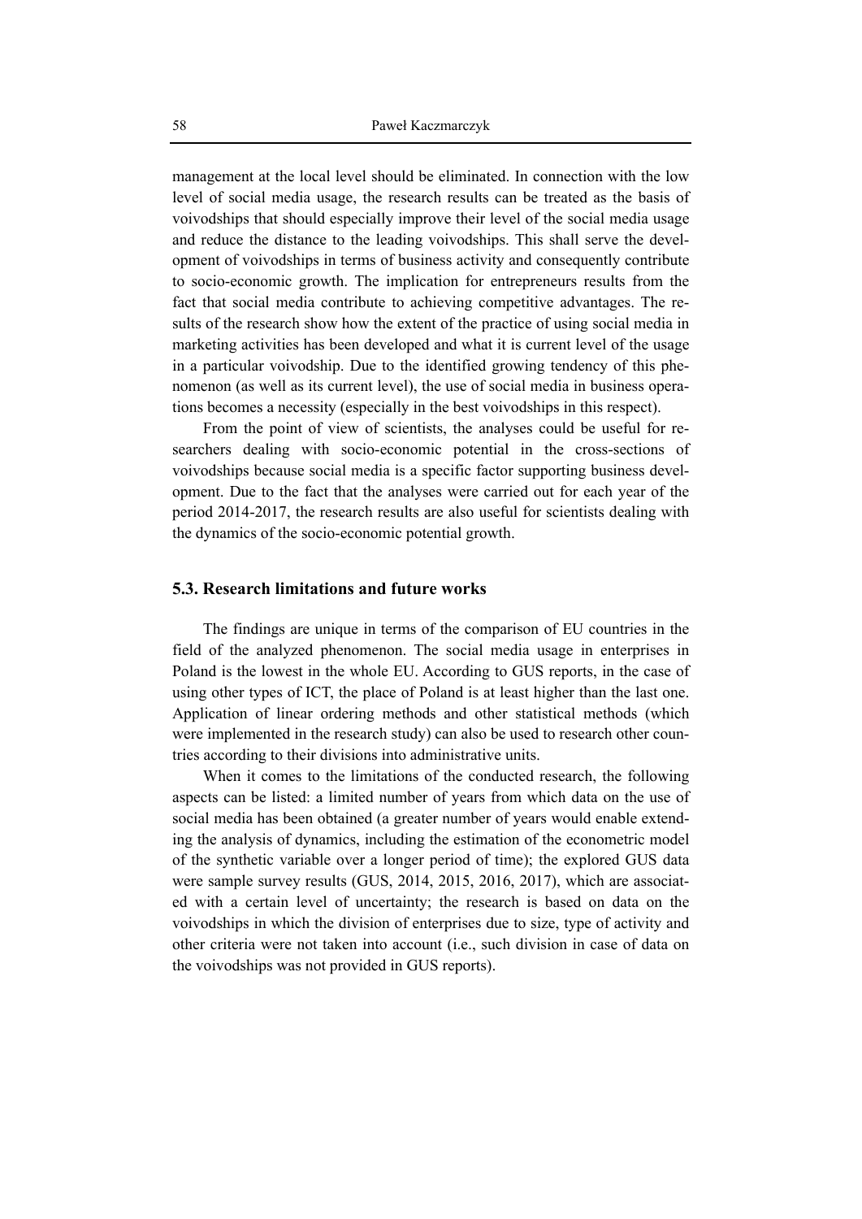management at the local level should be eliminated. In connection with the low level of social media usage, the research results can be treated as the basis of voivodships that should especially improve their level of the social media usage and reduce the distance to the leading voivodships. This shall serve the development of voivodships in terms of business activity and consequently contribute to socio-economic growth. The implication for entrepreneurs results from the fact that social media contribute to achieving competitive advantages. The results of the research show how the extent of the practice of using social media in marketing activities has been developed and what it is current level of the usage in a particular voivodship. Due to the identified growing tendency of this phenomenon (as well as its current level), the use of social media in business operations becomes a necessity (especially in the best voivodships in this respect).

From the point of view of scientists, the analyses could be useful for researchers dealing with socio-economic potential in the cross-sections of voivodships because social media is a specific factor supporting business development. Due to the fact that the analyses were carried out for each year of the period 2014-2017, the research results are also useful for scientists dealing with the dynamics of the socio-economic potential growth.

### 5.3. Research limitations and future works

The findings are unique in terms of the comparison of EU countries in the field of the analyzed phenomenon. The social media usage in enterprises in Poland is the lowest in the whole EU. According to GUS reports, in the case of using other types of ICT, the place of Poland is at least higher than the last one. Application of linear ordering methods and other statistical methods (which were implemented in the research study) can also be used to research other countries according to their divisions into administrative units.

When it comes to the limitations of the conducted research, the following aspects can be listed: a limited number of years from which data on the use of social media has been obtained (a greater number of years would enable extending the analysis of dynamics, including the estimation of the econometric model of the synthetic variable over a longer period of time); the explored GUS data were sample survey results (GUS, 2014, 2015, 2016, 2017), which are associated with a certain level of uncertainty; the research is based on data on the voivodships in which the division of enterprises due to size, type of activity and other criteria were not taken into account (i.e., such division in case of data on the voivodships was not provided in GUS reports).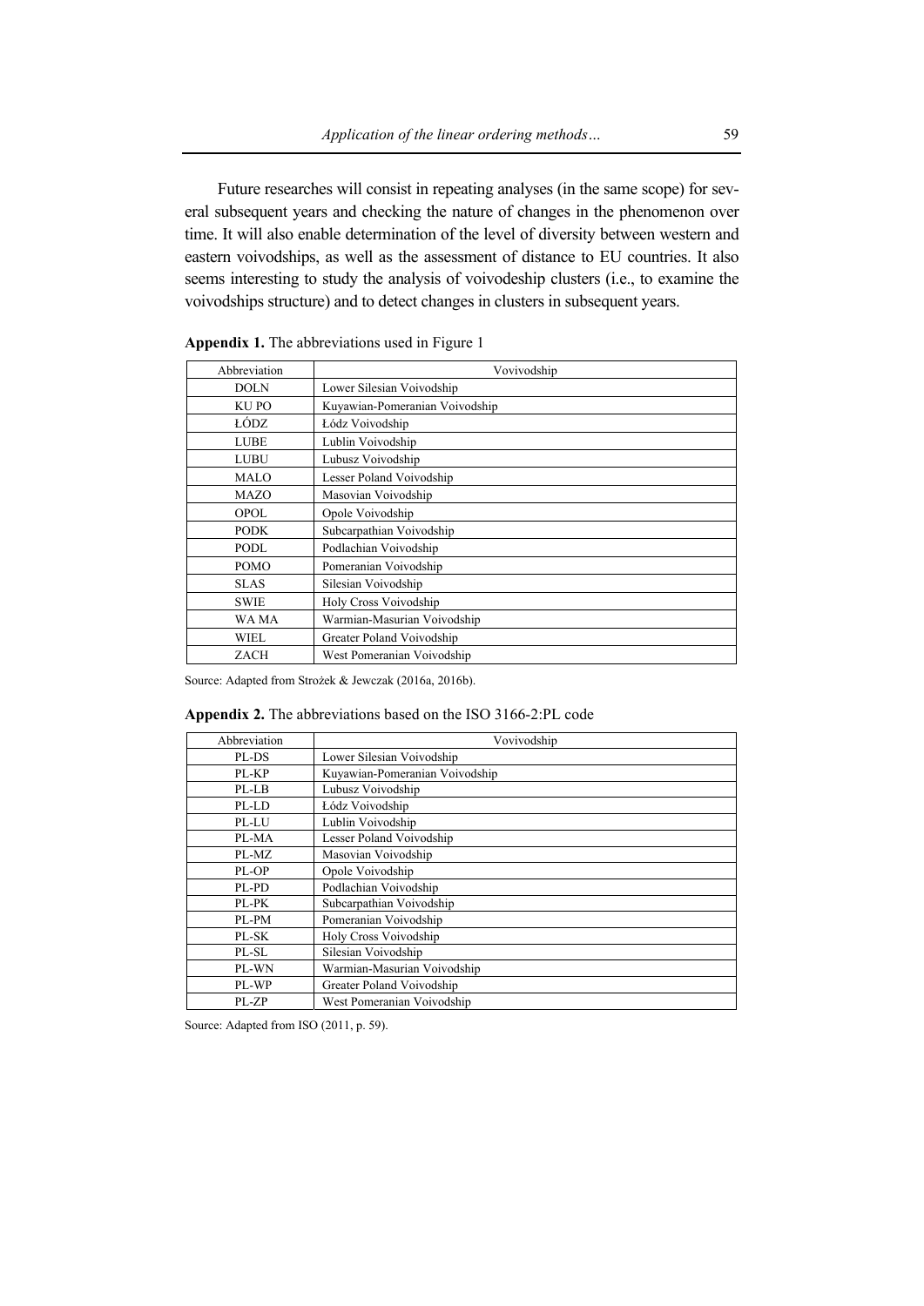Future researches will consist in repeating analyses (in the same scope) for several subsequent years and checking the nature of changes in the phenomenon over time. It will also enable determination of the level of diversity between western and eastern voivodships, as well as the assessment of distance to EU countries. It also seems interesting to study the analysis of voivodeship clusters (i.e., to examine the voivodships structure) and to detect changes in clusters in subsequent years.

**Appendix 1.** The abbreviations used in Figure 1

| Abbreviation | Vovivodship |
|---|---|
| DOLN | Lower Silesian Voivodship |
| KU PO | Kuyawian-Pomeranian Voivodship |
| ŁÓDZ | Łódz Voivodship |
| LUBE | Lublin Voivodship |
| LUBU | Lubusz Voivodship |
| MALO | Lesser Poland Voivodship |
| MAZO | Masovian Voivodship |
| OPOL | Opole Voivodship |
| PODK | Subcarpathian Voivodship |
| PODL | Podlachian Voivodship |
| POMO | Pomeranian Voivodship |
| SLAS | Silesian Voivodship |
| SWIE | Holy Cross Voivodship |
| WA MA | Warmian-Masurian Voivodship |
| WIEL | Greater Poland Voivodship |
| ZACH | West Pomeranian Voivodship |

Source: Adapted from Strożek & Jewczak (2016a, 2016b).

**Appendix 2.** The abbreviations based on the ISO 3166-2:PL code

| Abbreviation | Vovivodship |
|---|---|
| PL-DS | Lower Silesian Voivodship |
| PL-KP | Kuyawian-Pomeranian Voivodship |
| PL-LB | Lubusz Voivodship |
| PL-LD | Łódz Voivodship |
| PL-LU | Lublin Voivodship |
| PL-MA | Lesser Poland Voivodship |
| PL-MZ | Masovian Voivodship |
| PL-OP | Opole Voivodship |
| PL-PD | Podlachian Voivodship |
| PL-PK | Subcarpathian Voivodship |
| PL-PM | Pomeranian Voivodship |
| PL-SK | Holy Cross Voivodship |
| PL-SL | Silesian Voivodship |
| PL-WN | Warmian-Masurian Voivodship |
| PL-WP | Greater Poland Voivodship |
| PL-ZP | West Pomeranian Voivodship |

Source: Adapted from ISO (2011, p. 59).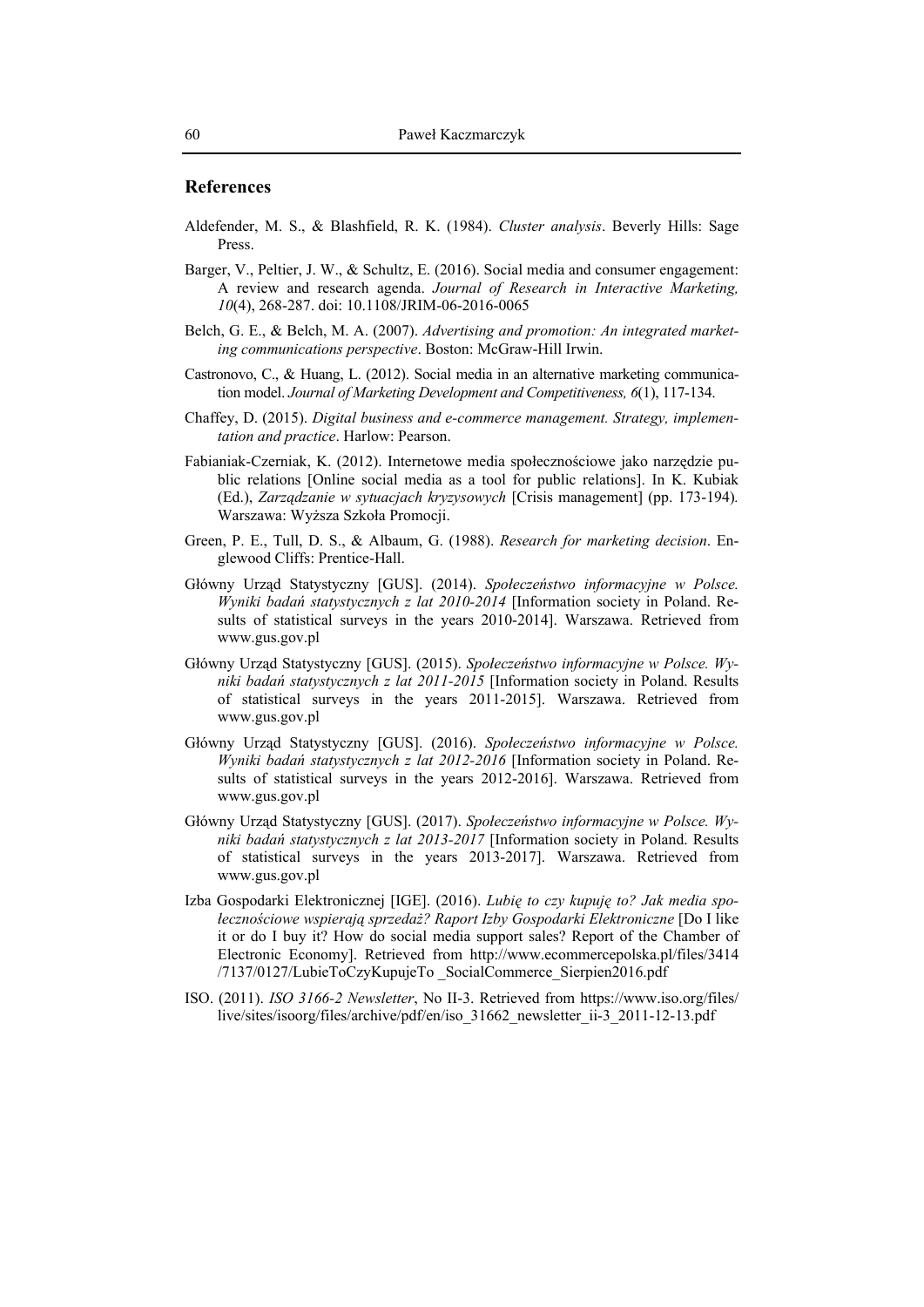## References

Aldefender, M. S., & Blashfield, R. K. (1984). *Cluster analysis*. Beverly Hills: Sage Press.

Barger, V., Peltier, J. W., & Schultz, E. (2016). Social media and consumer engagement: A review and research agenda. *Journal of Research in Interactive Marketing, 10*(4), 268-287. doi: 10.1108/JRIM-06-2016-0065

Belch, G. E., & Belch, M. A. (2007). *Advertising and promotion: An integrated marketing communications perspective*. Boston: McGraw-Hill Irwin.

Castronovo, C., & Huang, L. (2012). Social media in an alternative marketing communication model. *Journal of Marketing Development and Competitiveness, 6*(1), 117-134.

Chaffey, D. (2015). *Digital business and e-commerce management. Strategy, implementation and practice*. Harlow: Pearson.

Fabianiak-Czerniak, K. (2012). Internetowe media społecznościowe jako narzędzie public relations [Online social media as a tool for public relations]. In K. Kubiak (Ed.), *Zarządzanie w sytuacjach kryzysowych* [Crisis management] (pp. 173-194). Warszawa: Wyższa Szkoła Promocji.

Green, P. E., Tull, D. S., & Albaum, G. (1988). *Research for marketing decision*. Englewood Cliffs: Prentice-Hall.

Główny Urząd Statystyczny [GUS]. (2014). *Społeczeństwo informacyjne w Polsce. Wyniki badań statystycznych z lat 2010-2014* [Information society in Poland. Results of statistical surveys in the years 2010-2014]. Warszawa. Retrieved from www.gus.gov.pl

Główny Urząd Statystyczny [GUS]. (2015). *Społeczeństwo informacyjne w Polsce. Wyniki badań statystycznych z lat 2011-2015* [Information society in Poland. Results of statistical surveys in the years 2011-2015]. Warszawa. Retrieved from www.gus.gov.pl

Główny Urząd Statystyczny [GUS]. (2016). *Społeczeństwo informacyjne w Polsce. Wyniki badań statystycznych z lat 2012-2016* [Information society in Poland. Results of statistical surveys in the years 2012-2016]. Warszawa. Retrieved from www.gus.gov.pl

Główny Urząd Statystyczny [GUS]. (2017). *Społeczeństwo informacyjne w Polsce. Wyniki badań statystycznych z lat 2013-2017* [Information society in Poland. Results of statistical surveys in the years 2013-2017]. Warszawa. Retrieved from www.gus.gov.pl

Izba Gospodarki Elektronicznej [IGE]. (2016). *Lubię to czy kupuję to? Jak media społecznościowe wspierają sprzedaż? Raport Izby Gospodarki Elektroniczne* [Do I like it or do I buy it? How do social media support sales? Report of the Chamber of Electronic Economy]. Retrieved from http://www.ecommercepolska.pl/files/3414/7137/0127/LubieToCzyKupujeTo _SocialCommerce_Sierpien2016.pdf

ISO. (2011). *ISO 3166-2 Newsletter*, No II-3. Retrieved from https://www.iso.org/files/live/sites/isoorg/files/archive/pdf/en/iso_31662_newsletter_ii-3_2011-12-13.pdf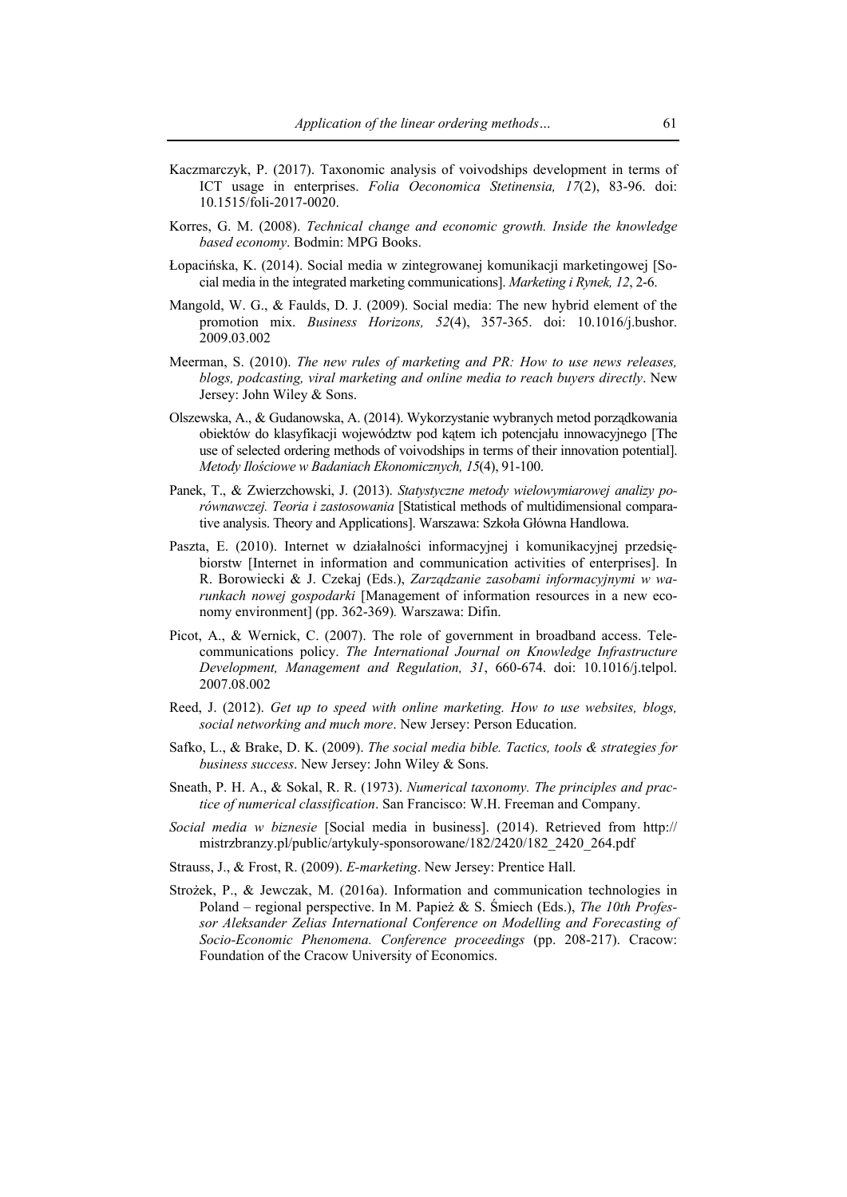Kaczmarczyk, P. (2017). Taxonomic analysis of voivodships development in terms of ICT usage in enterprises. *Folia Oeconomica Stetinensia, 17*(2), 83-96. doi: 10.1515/foli-2017-0020.

Korres, G. M. (2008). *Technical change and economic growth. Inside the knowledge based economy*. Bodmin: MPG Books.

Łopacińska, K. (2014). Social media w zintegrowanej komunikacji marketingowej [Social media in the integrated marketing communications]. *Marketing i Rynek, 12*, 2-6.

Mangold, W. G., & Faulds, D. J. (2009). Social media: The new hybrid element of the promotion mix. *Business Horizons, 52*(4), 357-365. doi: 10.1016/j.bushor.2009.03.002

Meerman, S. (2010). *The new rules of marketing and PR: How to use news releases, blogs, podcasting, viral marketing and online media to reach buyers directly*. New Jersey: John Wiley & Sons.

Olszewska, A., & Gudanowska, A. (2014). Wykorzystanie wybranych metod porządkowania obiektów do klasyfikacji województw pod kątem ich potencjału innowacyjnego [The use of selected ordering methods of voivodships in terms of their innovation potential]. *Metody Ilościowe w Badaniach Ekonomicznych, 15*(4), 91-100.

Panek, T., & Zwierzchowski, J. (2013). *Statystyczne metody wielowymiarowej analizy porównawczej. Teoria i zastosowania* [Statistical methods of multidimensional comparative analysis. Theory and Applications]. Warszawa: Szkoła Główna Handlowa.

Paszta, E. (2010). Internet w działalności informacyjnej i komunikacyjnej przedsiębiorstw [Internet in information and communication activities of enterprises]. In R. Borowiecki & J. Czekaj (Eds.), *Zarządzanie zasobami informacyjnymi w warunkach nowej gospodarki* [Management of information resources in a new economy environment] (pp. 362-369)*.* Warszawa: Difin.

Picot, A., & Wernick, C. (2007). The role of government in broadband access. Telecommunications policy. *The International Journal on Knowledge Infrastructure Development, Management and Regulation, 31*, 660-674. doi: 10.1016/j.telpol.2007.08.002

Reed, J. (2012). *Get up to speed with online marketing. How to use websites, blogs, social networking and much more*. New Jersey: Person Education.

Safko, L., & Brake, D. K. (2009). *The social media bible. Tactics, tools & strategies for business success*. New Jersey: John Wiley & Sons.

Sneath, P. H. A., & Sokal, R. R. (1973). *Numerical taxonomy. The principles and practice of numerical classification*. San Francisco: W.H. Freeman and Company.

*Social media w biznesie* [Social media in business]. (2014). Retrieved from http://mistrzbranzy.pl/public/artykuly-sponsorowane/182/2420/182_2420_264.pdf

Strauss, J., & Frost, R. (2009). *E-marketing*. New Jersey: Prentice Hall.

Strożek, P., & Jewczak, M. (2016a). Information and communication technologies in Poland – regional perspective. In M. Papież & S. Śmiech (Eds.), *The 10th Professor Aleksander Zelias International Conference on Modelling and Forecasting of Socio-Economic Phenomena. Conference proceedings* (pp. 208-217). Cracow: Foundation of the Cracow University of Economics.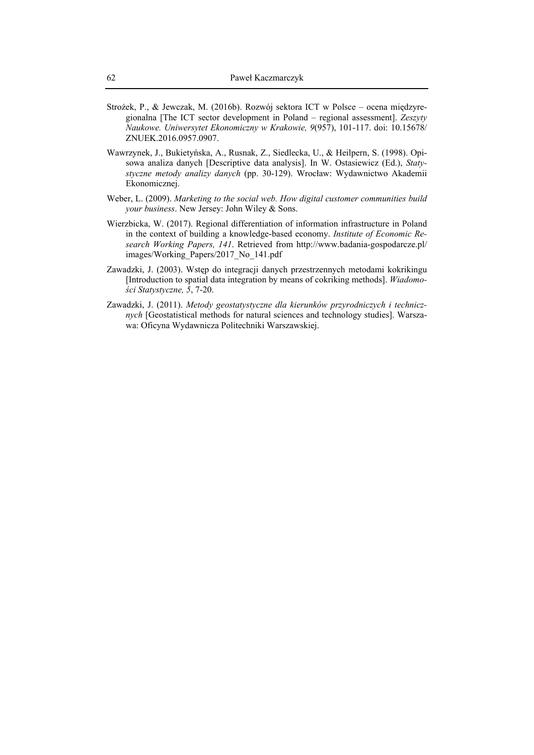Strożek, P., & Jewczak, M. (2016b). Rozwój sektora ICT w Polsce – ocena międzyregionalna [The ICT sector development in Poland – regional assessment]. *Zeszyty Naukowe. Uniwersytet Ekonomiczny w Krakowie, 9*(957), 101-117. doi: 10.15678/ZNUEK.2016.0957.0907.

Wawrzynek, J., Bukietyńska, A., Rusnak, Z., Siedlecka, U., & Heilpern, S. (1998). Opisowa analiza danych [Descriptive data analysis]. In W. Ostasiewicz (Ed.), *Statystyczne metody analizy danych* (pp. 30-129). Wrocław: Wydawnictwo Akademii Ekonomicznej.

Weber, L. (2009). *Marketing to the social web. How digital customer communities build your business*. New Jersey: John Wiley & Sons.

Wierzbicka, W. (2017). Regional differentiation of information infrastructure in Poland in the context of building a knowledge-based economy. *Institute of Economic Research Working Papers, 141*. Retrieved from http://www.badania-gospodarcze.pl/images/Working_Papers/2017_No_141.pdf

Zawadzki, J. (2003). Wstęp do integracji danych przestrzennych metodami kokrikingu [Introduction to spatial data integration by means of cokriking methods]. *Wiadomości Statystyczne, 5*, 7-20.

Zawadzki, J. (2011). *Metody geostatystyczne dla kierunków przyrodniczych i technicznych* [Geostatistical methods for natural sciences and technology studies]. Warszawa: Oficyna Wydawnicza Politechniki Warszawskiej.